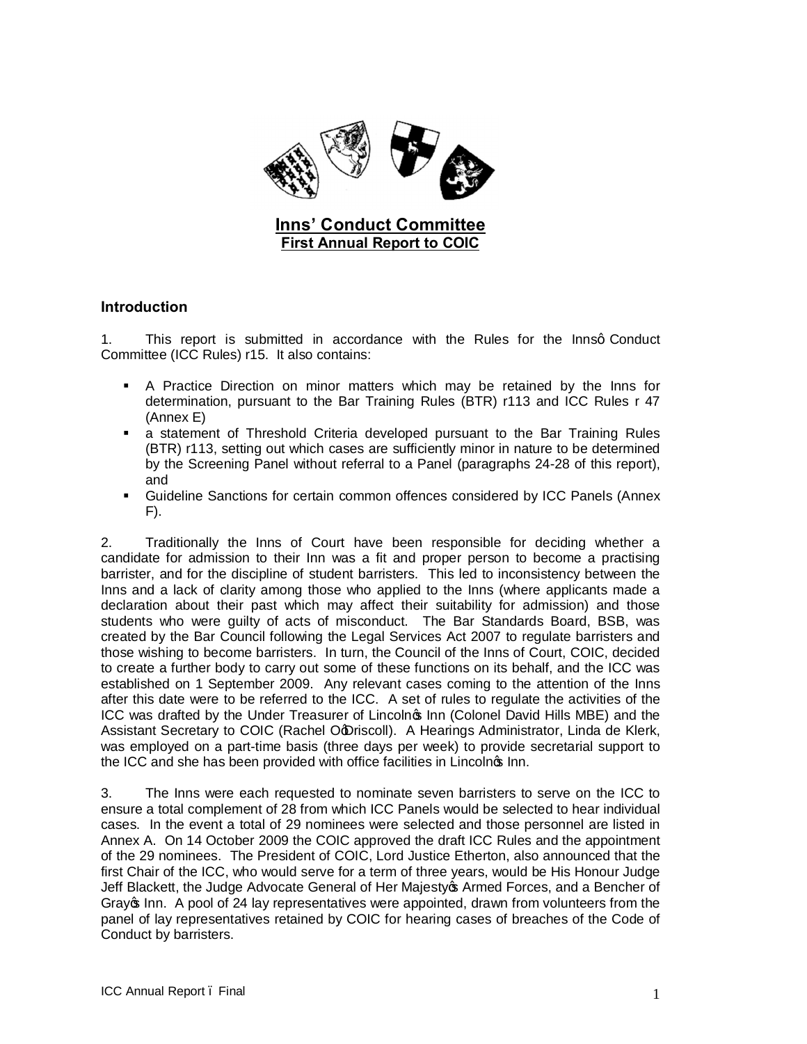## Inns' Conduct Committee

**First Annual Report to COIC**

### Introduction

1. This report is submitted in accordance with the Rules for the Inns' Conduct Committee (ICC Rules) r15. It also contains:

- A Practice Direction on minor matters which may be retained by the Inns for determination, pursuant to the Bar Training Rules (BTR) r113 and ICC Rules r 47 (Annex E)
- a statement of Threshold Criteria developed pursuant to the Bar Training Rules (BTR) r113, setting out which cases are sufficiently minor in nature to be determined by the Screening Panel without referral to a Panel (paragraphs 24-28 of this report), and
- Guideline Sanctions for certain common offences considered by ICC Panels (Annex F).

2. Traditionally the Inns of Court have been responsible for deciding whether a candidate for admission to their Inn was a fit and proper person to become a practising barrister, and for the discipline of student barristers. This led to inconsistency between the Inns and a lack of clarity among those who applied to the Inns (where applicants made a declaration about their past which may affect their suitability for admission) and those students who were guilty of acts of misconduct. The Bar Standards Board, BSB, was created by the Bar Council following the Legal Services Act 2007 to regulate barristers and those wishing to become barristers. In turn, the Council of the Inns of Court, COIC, decided to create a further body to carry out some of these functions on its behalf, and the ICC was established on 1 September 2009. Any relevant cases coming to the attention of the Inns after this date were to be referred to the ICC. A set of rules to regulate the activities of the ICC was drafted by the Under Treasurer of Lincoln's Inn (Colonel David Hills MBE) and the Assistant Secretary to COIC (Rachel O'Driscoll). A Hearings Administrator, Linda de Klerk, was employed on a part-time basis (three days per week) to provide secretarial support to the ICC and she has been provided with office facilities in Lincoln's Inn.

3. The Inns were each requested to nominate seven barristers to serve on the ICC to ensure a total complement of 28 from which ICC Panels would be selected to hear individual cases. In the event a total of 29 nominees were selected and those personnel are listed in Annex A. On 14 October 2009 the COIC approved the draft ICC Rules and the appointment of the 29 nominees. The President of COIC, Lord Justice Etherton, also announced that the first Chair of the ICC, who would serve for a term of three years, would be His Honour Judge Jeff Blackett, the Judge Advocate General of Her Majesty's Armed Forces, and a Bencher of Gray's Inn. A pool of 24 lay representatives were appointed, drawn from volunteers from the panel of lay representatives retained by COIC for hearing cases of breaches of the Code of Conduct by barristers.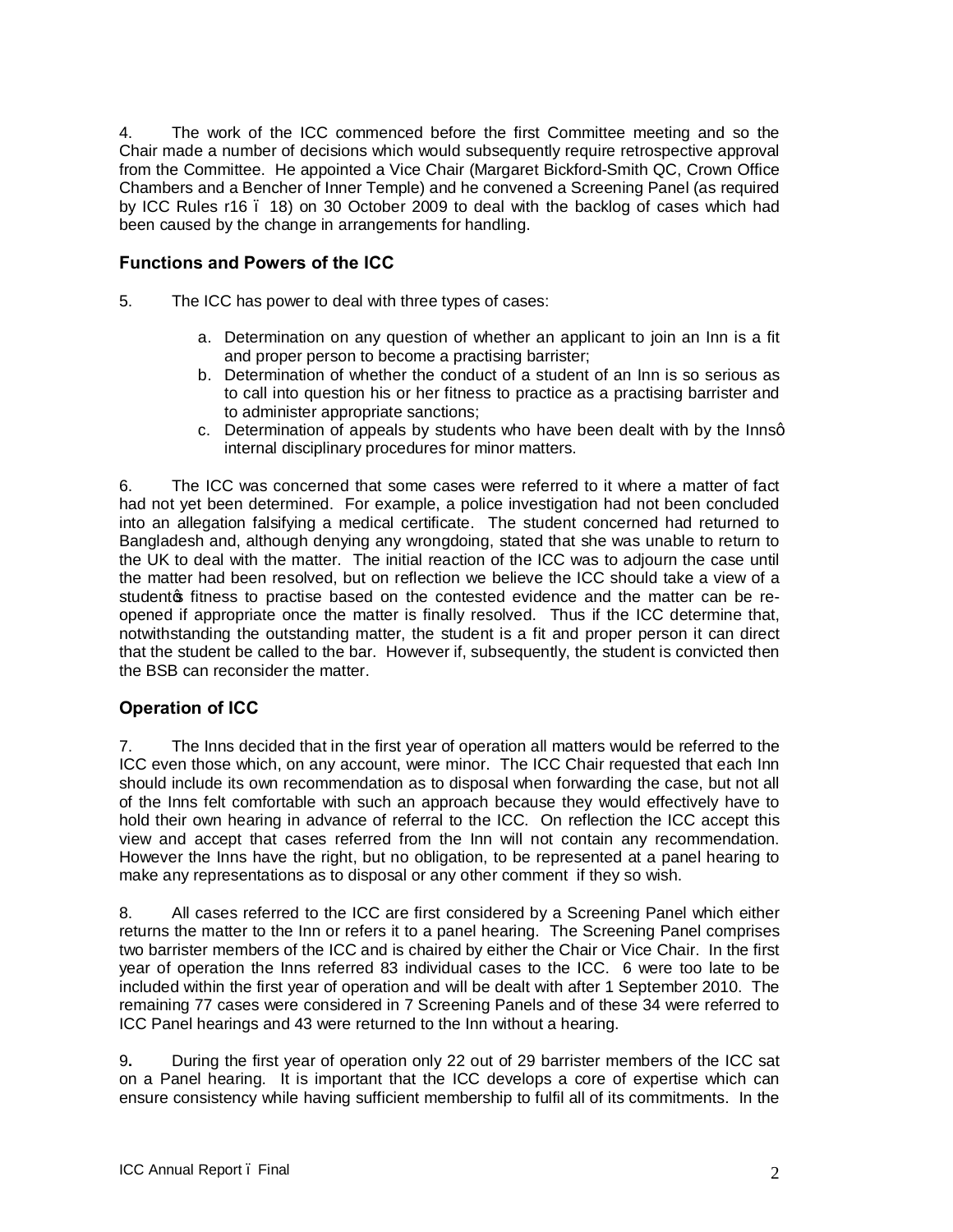4. The work of the ICC commenced before the first Committee meeting and so the Chair made a number of decisions which would subsequently require retrospective approval from the Committee. He appointed a Vice Chair (Margaret Bickford-Smith QC, Crown Office Chambers and a Bencher of Inner Temple) and he convened a Screening Panel (as required by ICC Rules r16 – 18) on 30 October 2009 to deal with the backlog of cases which had been caused by the change in arrangements for handling.

## Functions and Powers of the ICC

5. The ICC has power to deal with three types of cases:

   a. Determination on any question of whether an applicant to join an Inn is a fit and proper person to become a practising barrister;
   b. Determination of whether the conduct of a student of an Inn is so serious as to call into question his or her fitness to practice as a practising barrister and to administer appropriate sanctions;
   c. Determination of appeals by students who have been dealt with by the Inns' internal disciplinary procedures for minor matters.

6. The ICC was concerned that some cases were referred to it where a matter of fact had not yet been determined. For example, a police investigation had not been concluded into an allegation falsifying a medical certificate. The student concerned had returned to Bangladesh and, although denying any wrongdoing, stated that she was unable to return to the UK to deal with the matter. The initial reaction of the ICC was to adjourn the case until the matter had been resolved, but on reflection we believe the ICC should take a view of a student's fitness to practise based on the contested evidence and the matter can be re-opened if appropriate once the matter is finally resolved. Thus if the ICC determine that, notwithstanding the outstanding matter, the student is a fit and proper person it can direct that the student be called to the bar. However if, subsequently, the student is convicted then the BSB can reconsider the matter.

## Operation of ICC

7. The Inns decided that in the first year of operation all matters would be referred to the ICC even those which, on any account, were minor. The ICC Chair requested that each Inn should include its own recommendation as to disposal when forwarding the case, but not all of the Inns felt comfortable with such an approach because they would effectively have to hold their own hearing in advance of referral to the ICC. On reflection the ICC accept this view and accept that cases referred from the Inn will not contain any recommendation. However the Inns have the right, but no obligation, to be represented at a panel hearing to make any representations as to disposal or any other comment if they so wish.

8. All cases referred to the ICC are first considered by a Screening Panel which either returns the matter to the Inn or refers it to a panel hearing. The Screening Panel comprises two barrister members of the ICC and is chaired by either the Chair or Vice Chair. In the first year of operation the Inns referred 83 individual cases to the ICC. 6 were too late to be included within the first year of operation and will be dealt with after 1 September 2010. The remaining 77 cases were considered in 7 Screening Panels and of these 34 were referred to ICC Panel hearings and 43 were returned to the Inn without a hearing.

9. During the first year of operation only 22 out of 29 barrister members of the ICC sat on a Panel hearing. It is important that the ICC develops a core of expertise which can ensure consistency while having sufficient membership to fulfil all of its commitments. In the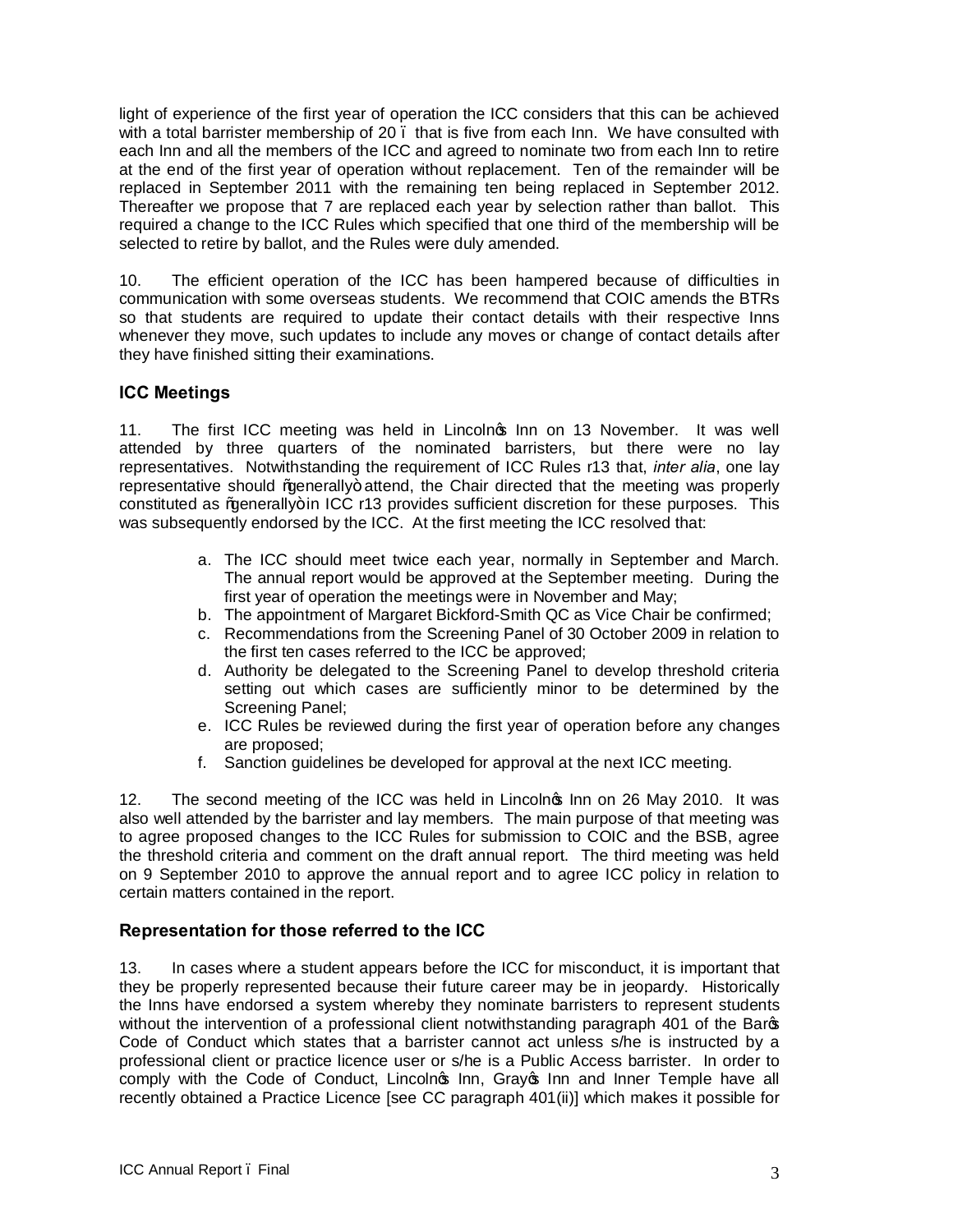light of experience of the first year of operation the ICC considers that this can be achieved with a total barrister membership of 20 – that is five from each Inn. We have consulted with each Inn and all the members of the ICC and agreed to nominate two from each Inn to retire at the end of the first year of operation without replacement. Ten of the remainder will be replaced in September 2011 with the remaining ten being replaced in September 2012. Thereafter we propose that 7 are replaced each year by selection rather than ballot. This required a change to the ICC Rules which specified that one third of the membership will be selected to retire by ballot, and the Rules were duly amended.

10. The efficient operation of the ICC has been hampered because of difficulties in communication with some overseas students. We recommend that COIC amends the BTRs so that students are required to update their contact details with their respective Inns whenever they move, such updates to include any moves or change of contact details after they have finished sitting their examinations.

## ICC Meetings

11. The first ICC meeting was held in Lincoln's Inn on 13 November. It was well attended by three quarters of the nominated barristers, but there were no lay representatives. Notwithstanding the requirement of ICC Rules r13 that, *inter alia*, one lay representative should "generally" attend, the Chair directed that the meeting was properly constituted as "generally" in ICC r13 provides sufficient discretion for these purposes. This was subsequently endorsed by the ICC. At the first meeting the ICC resolved that:

a. The ICC should meet twice each year, normally in September and March. The annual report would be approved at the September meeting. During the first year of operation the meetings were in November and May;
b. The appointment of Margaret Bickford-Smith QC as Vice Chair be confirmed;
c. Recommendations from the Screening Panel of 30 October 2009 in relation to the first ten cases referred to the ICC be approved;
d. Authority be delegated to the Screening Panel to develop threshold criteria setting out which cases are sufficiently minor to be determined by the Screening Panel;
e. ICC Rules be reviewed during the first year of operation before any changes are proposed;
f. Sanction guidelines be developed for approval at the next ICC meeting.

12. The second meeting of the ICC was held in Lincoln's Inn on 26 May 2010. It was also well attended by the barrister and lay members. The main purpose of that meeting was to agree proposed changes to the ICC Rules for submission to COIC and the BSB, agree the threshold criteria and comment on the draft annual report. The third meeting was held on 9 September 2010 to approve the annual report and to agree ICC policy in relation to certain matters contained in the report.

## Representation for those referred to the ICC

13. In cases where a student appears before the ICC for misconduct, it is important that they be properly represented because their future career may be in jeopardy. Historically the Inns have endorsed a system whereby they nominate barristers to represent students without the intervention of a professional client notwithstanding paragraph 401 of the Bar's Code of Conduct which states that a barrister cannot act unless s/he is instructed by a professional client or practice licence user or s/he is a Public Access barrister. In order to comply with the Code of Conduct, Lincoln's Inn, Gray's Inn and Inner Temple have all recently obtained a Practice Licence [see CC paragraph 401(ii)] which makes it possible for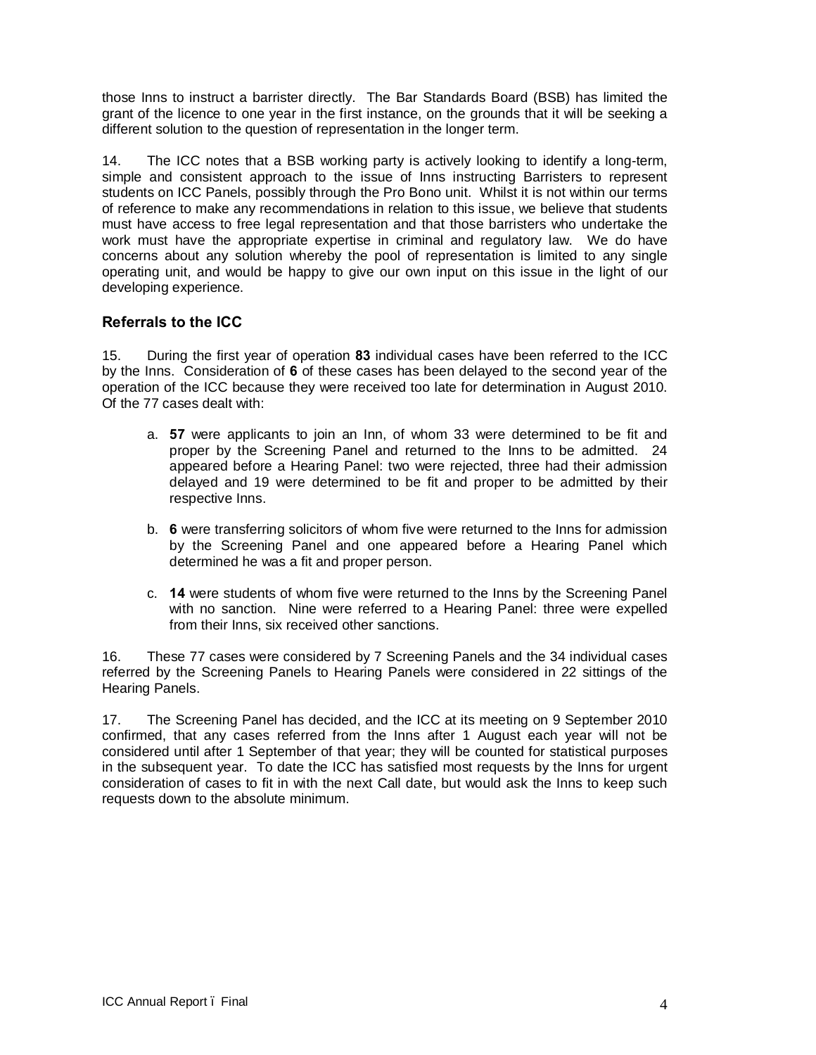those Inns to instruct a barrister directly. The Bar Standards Board (BSB) has limited the grant of the licence to one year in the first instance, on the grounds that it will be seeking a different solution to the question of representation in the longer term.

14. The ICC notes that a BSB working party is actively looking to identify a long-term, simple and consistent approach to the issue of Inns instructing Barristers to represent students on ICC Panels, possibly through the Pro Bono unit. Whilst it is not within our terms of reference to make any recommendations in relation to this issue, we believe that students must have access to free legal representation and that those barristers who undertake the work must have the appropriate expertise in criminal and regulatory law. We do have concerns about any solution whereby the pool of representation is limited to any single operating unit, and would be happy to give our own input on this issue in the light of our developing experience.

### Referrals to the ICC

15. During the first year of operation **83** individual cases have been referred to the ICC by the Inns. Consideration of **6** of these cases has been delayed to the second year of the operation of the ICC because they were received too late for determination in August 2010. Of the 77 cases dealt with:

a. **57** were applicants to join an Inn, of whom 33 were determined to be fit and proper by the Screening Panel and returned to the Inns to be admitted. 24 appeared before a Hearing Panel: two were rejected, three had their admission delayed and 19 were determined to be fit and proper to be admitted by their respective Inns.

b. **6** were transferring solicitors of whom five were returned to the Inns for admission by the Screening Panel and one appeared before a Hearing Panel which determined he was a fit and proper person.

c. **14** were students of whom five were returned to the Inns by the Screening Panel with no sanction. Nine were referred to a Hearing Panel: three were expelled from their Inns, six received other sanctions.

16. These 77 cases were considered by 7 Screening Panels and the 34 individual cases referred by the Screening Panels to Hearing Panels were considered in 22 sittings of the Hearing Panels.

17. The Screening Panel has decided, and the ICC at its meeting on 9 September 2010 confirmed, that any cases referred from the Inns after 1 August each year will not be considered until after 1 September of that year; they will be counted for statistical purposes in the subsequent year. To date the ICC has satisfied most requests by the Inns for urgent consideration of cases to fit in with the next Call date, but would ask the Inns to keep such requests down to the absolute minimum.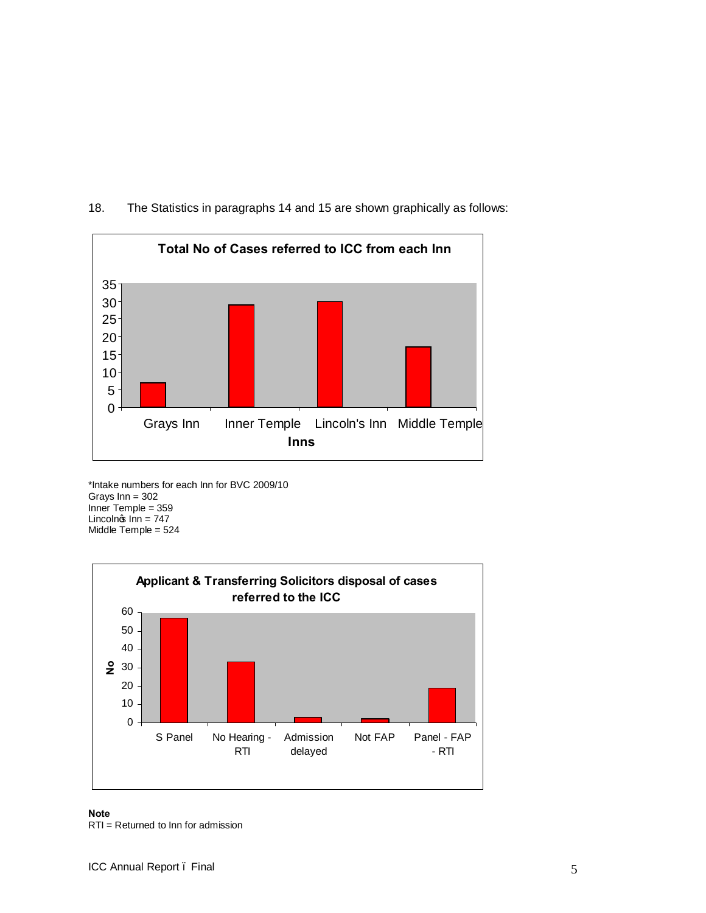18. The Statistics in paragraphs 14 and 15 are shown graphically as follows:

**Total No of Cases referred to ICC from each Inn**

*Intake numbers for each Inn for BVC 2009/10
Grays Inn = 302
Inner Temple = 359
Lincoln's Inn = 747
Middle Temple = 524

**Applicant & Transferring Solicitors disposal of cases referred to the ICC**

**Note**
RTI = Returned to Inn for admission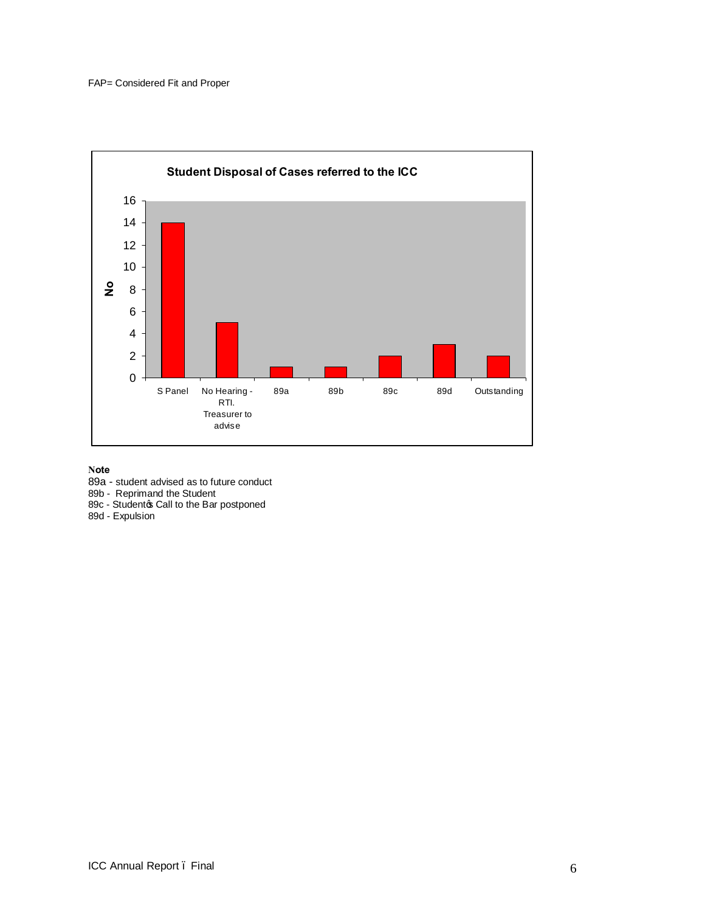FAP= Considered Fit and Proper

**Student Disposal of Cases referred to the ICC**

| Category | No |
|---|---|
| S Panel | 14 |
| No Hearing - RTI. Treasurer to advise | 5 |
| 89a | 1 |
| 89b | 1 |
| 89c | 2 |
| 89d | 3 |
| Outstanding | 2 |

**Note**

89a - student advised as to future conduct
89b - Reprimand the Student
89c - Student's Call to the Bar postponed
89d - Expulsion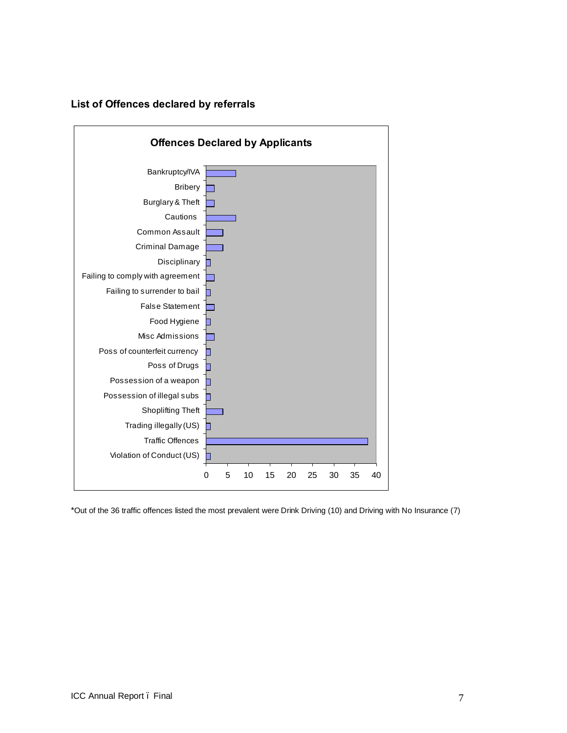## List of Offences declared by referrals

**Offences Declared by Applicants**

| Offence | Count |
|---|---|
| Bankruptcy/IVA | 7 |
| Bribery | 2 |
| Burglary & Theft | 2 |
| Cautions | 7 |
| Common Assault | 4 |
| Criminal Damage | 4 |
| Disciplinary | 1 |
| Failing to comply with agreement | 2 |
| Failing to surrender to bail | 1 |
| False Statement | 2 |
| Food Hygiene | 1 |
| Misc Admissions | 2 |
| Poss of counterfeit currency | 1 |
| Poss of Drugs | 1 |
| Possession of a weapon | 1 |
| Possession of illegal subs | 1 |
| Shoplifting Theft | 4 |
| Trading illegally (US) | 1 |
| Traffic Offences | 38 |
| Violation of Conduct (US) | 1 |

*Out of the 36 traffic offences listed the most prevalent were Drink Driving (10) and Driving with No Insurance (7)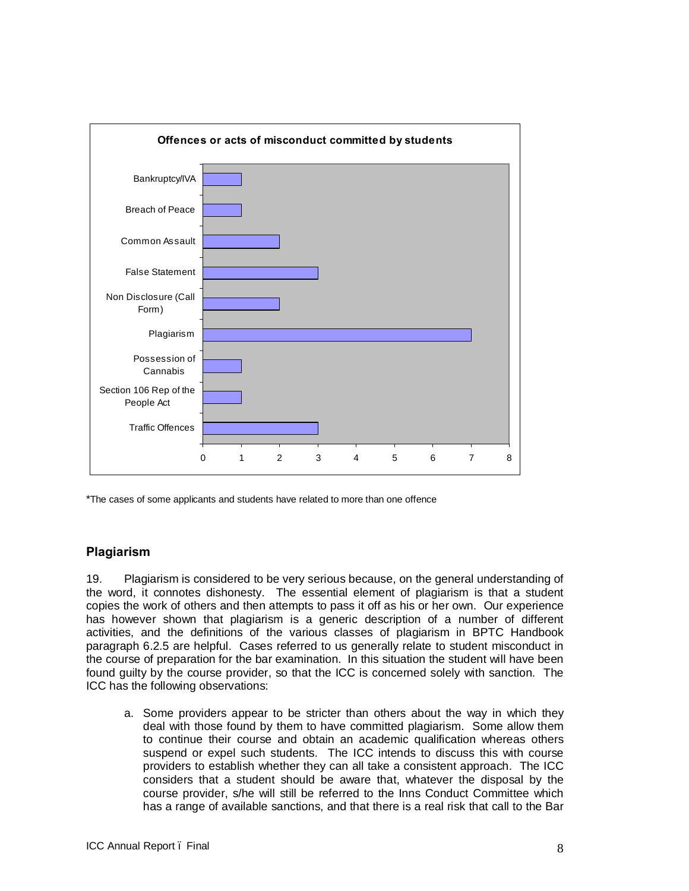**Offences or acts of misconduct committed by students**

| Offence | Number |
|---|---|
| Bankruptcy/IVA | 1 |
| Breach of Peace | 1 |
| Common Assault | 2 |
| False Statement | 3 |
| Non Disclosure (Call Form) | 2 |
| Plagiarism | 7 |
| Possession of Cannabis | 1 |
| Section 106 Rep of the People Act | 1 |
| Traffic Offences | 3 |

*The cases of some applicants and students have related to more than one offence

## Plagiarism

19. Plagiarism is considered to be very serious because, on the general understanding of the word, it connotes dishonesty. The essential element of plagiarism is that a student copies the work of others and then attempts to pass it off as his or her own. Our experience has however shown that plagiarism is a generic description of a number of different activities, and the definitions of the various classes of plagiarism in BPTC Handbook paragraph 6.2.5 are helpful. Cases referred to us generally relate to student misconduct in the course of preparation for the bar examination. In this situation the student will have been found guilty by the course provider, so that the ICC is concerned solely with sanction. The ICC has the following observations:

a. Some providers appear to be stricter than others about the way in which they deal with those found by them to have committed plagiarism. Some allow them to continue their course and obtain an academic qualification whereas others suspend or expel such students. The ICC intends to discuss this with course providers to establish whether they can all take a consistent approach. The ICC considers that a student should be aware that, whatever the disposal by the course provider, s/he will still be referred to the Inns Conduct Committee which has a range of available sanctions, and that there is a real risk that call to the Bar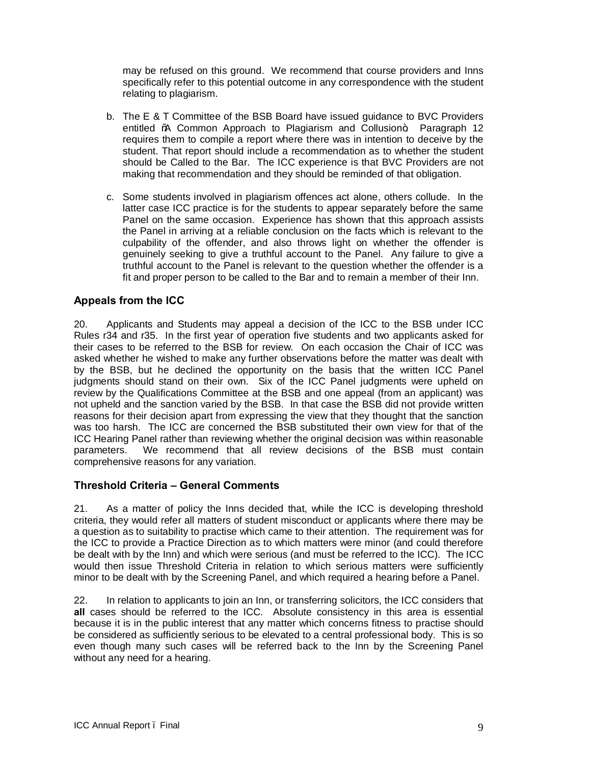may be refused on this ground. We recommend that course providers and Inns specifically refer to this potential outcome in any correspondence with the student relating to plagiarism.

b. The E & T Committee of the BSB Board have issued guidance to BVC Providers entitled "A Common Approach to Plagiarism and Collusion". Paragraph 12 requires them to compile a report where there was in intention to deceive by the student. That report should include a recommendation as to whether the student should be Called to the Bar. The ICC experience is that BVC Providers are not making that recommendation and they should be reminded of that obligation.

c. Some students involved in plagiarism offences act alone, others collude. In the latter case ICC practice is for the students to appear separately before the same Panel on the same occasion. Experience has shown that this approach assists the Panel in arriving at a reliable conclusion on the facts which is relevant to the culpability of the offender, and also throws light on whether the offender is genuinely seeking to give a truthful account to the Panel. Any failure to give a truthful account to the Panel is relevant to the question whether the offender is a fit and proper person to be called to the Bar and to remain a member of their Inn.

### Appeals from the ICC

20. Applicants and Students may appeal a decision of the ICC to the BSB under ICC Rules r34 and r35. In the first year of operation five students and two applicants asked for their cases to be referred to the BSB for review. On each occasion the Chair of ICC was asked whether he wished to make any further observations before the matter was dealt with by the BSB, but he declined the opportunity on the basis that the written ICC Panel judgments should stand on their own. Six of the ICC Panel judgments were upheld on review by the Qualifications Committee at the BSB and one appeal (from an applicant) was not upheld and the sanction varied by the BSB. In that case the BSB did not provide written reasons for their decision apart from expressing the view that they thought that the sanction was too harsh. The ICC are concerned the BSB substituted their own view for that of the ICC Hearing Panel rather than reviewing whether the original decision was within reasonable parameters. We recommend that all review decisions of the BSB must contain comprehensive reasons for any variation.

### Threshold Criteria – General Comments

21. As a matter of policy the Inns decided that, while the ICC is developing threshold criteria, they would refer all matters of student misconduct or applicants where there may be a question as to suitability to practise which came to their attention. The requirement was for the ICC to provide a Practice Direction as to which matters were minor (and could therefore be dealt with by the Inn) and which were serious (and must be referred to the ICC). The ICC would then issue Threshold Criteria in relation to which serious matters were sufficiently minor to be dealt with by the Screening Panel, and which required a hearing before a Panel.

22. In relation to applicants to join an Inn, or transferring solicitors, the ICC considers that **all** cases should be referred to the ICC. Absolute consistency in this area is essential because it is in the public interest that any matter which concerns fitness to practise should be considered as sufficiently serious to be elevated to a central professional body. This is so even though many such cases will be referred back to the Inn by the Screening Panel without any need for a hearing.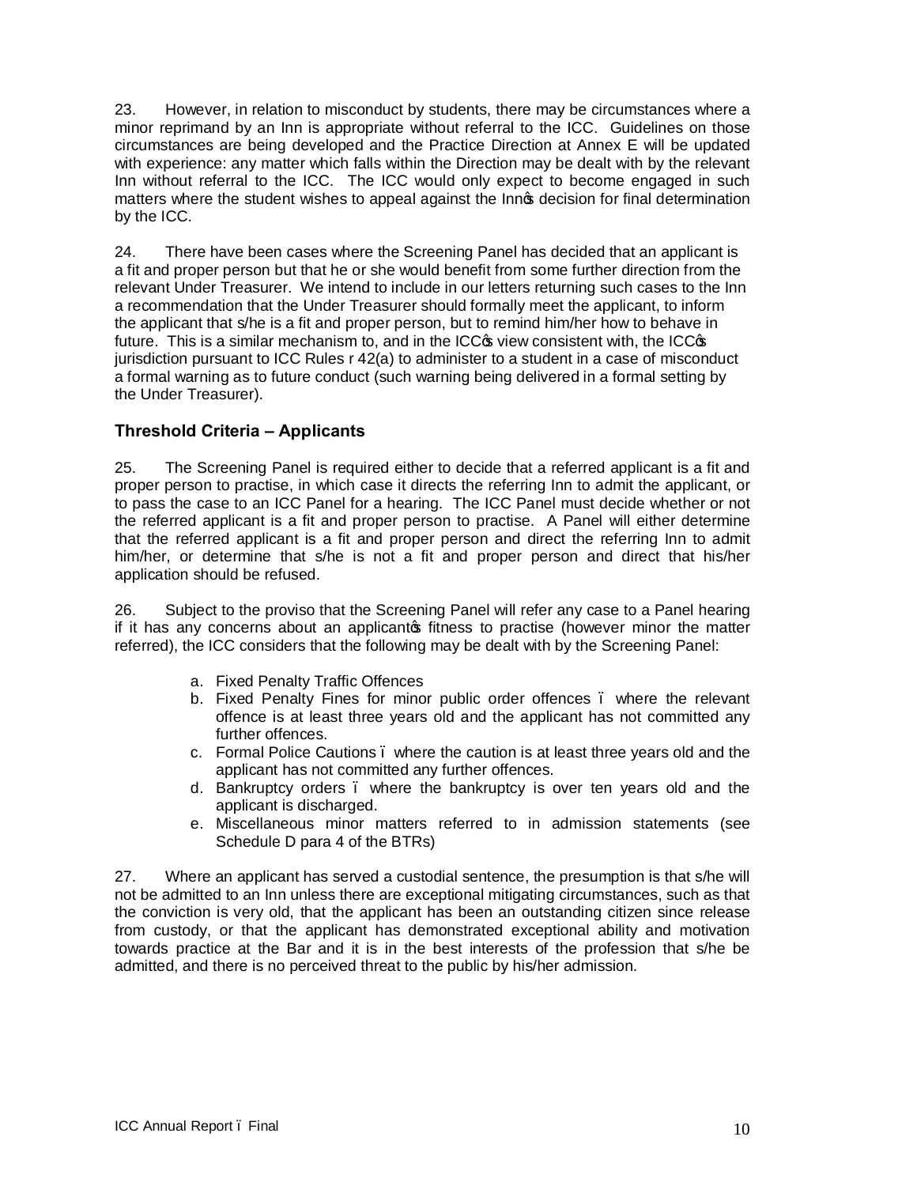23. However, in relation to misconduct by students, there may be circumstances where a minor reprimand by an Inn is appropriate without referral to the ICC. Guidelines on those circumstances are being developed and the Practice Direction at Annex E will be updated with experience: any matter which falls within the Direction may be dealt with by the relevant Inn without referral to the ICC. The ICC would only expect to become engaged in such matters where the student wishes to appeal against the Inn's decision for final determination by the ICC.

24. There have been cases where the Screening Panel has decided that an applicant is a fit and proper person but that he or she would benefit from some further direction from the relevant Under Treasurer. We intend to include in our letters returning such cases to the Inn a recommendation that the Under Treasurer should formally meet the applicant, to inform the applicant that s/he is a fit and proper person, but to remind him/her how to behave in future. This is a similar mechanism to, and in the ICC's view consistent with, the ICC's jurisdiction pursuant to ICC Rules r 42(a) to administer to a student in a case of misconduct a formal warning as to future conduct (such warning being delivered in a formal setting by the Under Treasurer).

### Threshold Criteria – Applicants

25. The Screening Panel is required either to decide that a referred applicant is a fit and proper person to practise, in which case it directs the referring Inn to admit the applicant, or to pass the case to an ICC Panel for a hearing. The ICC Panel must decide whether or not the referred applicant is a fit and proper person to practise. A Panel will either determine that the referred applicant is a fit and proper person and direct the referring Inn to admit him/her, or determine that s/he is not a fit and proper person and direct that his/her application should be refused.

26. Subject to the proviso that the Screening Panel will refer any case to a Panel hearing if it has any concerns about an applicant's fitness to practise (however minor the matter referred), the ICC considers that the following may be dealt with by the Screening Panel:

a. Fixed Penalty Traffic Offences
b. Fixed Penalty Fines for minor public order offences – where the relevant offence is at least three years old and the applicant has not committed any further offences.
c. Formal Police Cautions – where the caution is at least three years old and the applicant has not committed any further offences.
d. Bankruptcy orders – where the bankruptcy is over ten years old and the applicant is discharged.
e. Miscellaneous minor matters referred to in admission statements (see Schedule D para 4 of the BTRs)

27. Where an applicant has served a custodial sentence, the presumption is that s/he will not be admitted to an Inn unless there are exceptional mitigating circumstances, such as that the conviction is very old, that the applicant has been an outstanding citizen since release from custody, or that the applicant has demonstrated exceptional ability and motivation towards practice at the Bar and it is in the best interests of the profession that s/he be admitted, and there is no perceived threat to the public by his/her admission.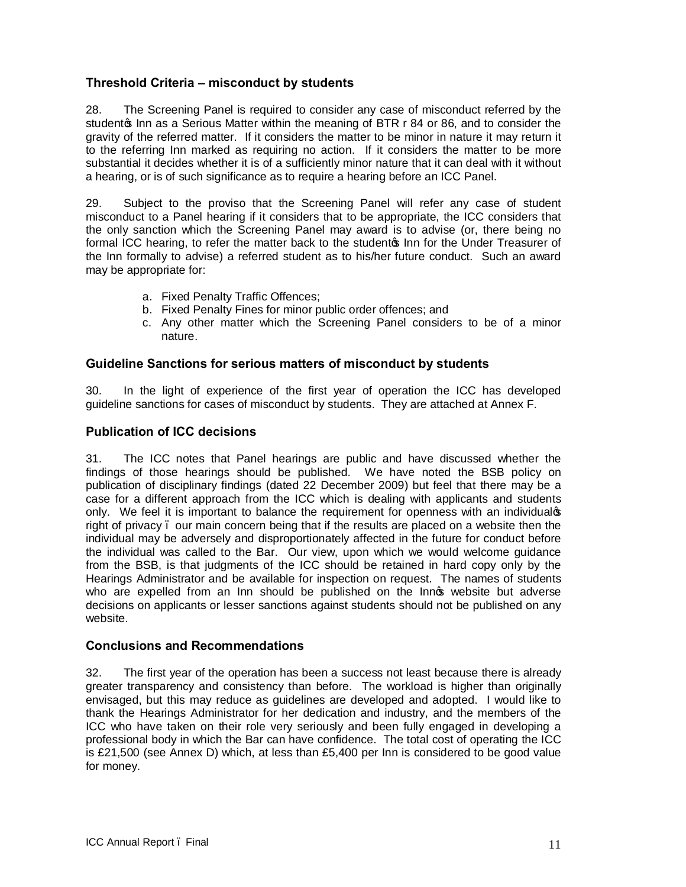### Threshold Criteria – misconduct by students

28. The Screening Panel is required to consider any case of misconduct referred by the student's Inn as a Serious Matter within the meaning of BTR r 84 or 86, and to consider the gravity of the referred matter. If it considers the matter to be minor in nature it may return it to the referring Inn marked as requiring no action. If it considers the matter to be more substantial it decides whether it is of a sufficiently minor nature that it can deal with it without a hearing, or is of such significance as to require a hearing before an ICC Panel.

29. Subject to the proviso that the Screening Panel will refer any case of student misconduct to a Panel hearing if it considers that to be appropriate, the ICC considers that the only sanction which the Screening Panel may award is to advise (or, there being no formal ICC hearing, to refer the matter back to the student's Inn for the Under Treasurer of the Inn formally to advise) a referred student as to his/her future conduct. Such an award may be appropriate for:

a. Fixed Penalty Traffic Offences;
b. Fixed Penalty Fines for minor public order offences; and
c. Any other matter which the Screening Panel considers to be of a minor nature.

### Guideline Sanctions for serious matters of misconduct by students

30. In the light of experience of the first year of operation the ICC has developed guideline sanctions for cases of misconduct by students. They are attached at Annex F.

### Publication of ICC decisions

31. The ICC notes that Panel hearings are public and have discussed whether the findings of those hearings should be published. We have noted the BSB policy on publication of disciplinary findings (dated 22 December 2009) but feel that there may be a case for a different approach from the ICC which is dealing with applicants and students only. We feel it is important to balance the requirement for openness with an individual's right of privacy – our main concern being that if the results are placed on a website then the individual may be adversely and disproportionately affected in the future for conduct before the individual was called to the Bar. Our view, upon which we would welcome guidance from the BSB, is that judgments of the ICC should be retained in hard copy only by the Hearings Administrator and be available for inspection on request. The names of students who are expelled from an Inn should be published on the Inn's website but adverse decisions on applicants or lesser sanctions against students should not be published on any website.

### Conclusions and Recommendations

32. The first year of the operation has been a success not least because there is already greater transparency and consistency than before. The workload is higher than originally envisaged, but this may reduce as guidelines are developed and adopted. I would like to thank the Hearings Administrator for her dedication and industry, and the members of the ICC who have taken on their role very seriously and been fully engaged in developing a professional body in which the Bar can have confidence. The total cost of operating the ICC is £21,500 (see Annex D) which, at less than £5,400 per Inn is considered to be good value for money.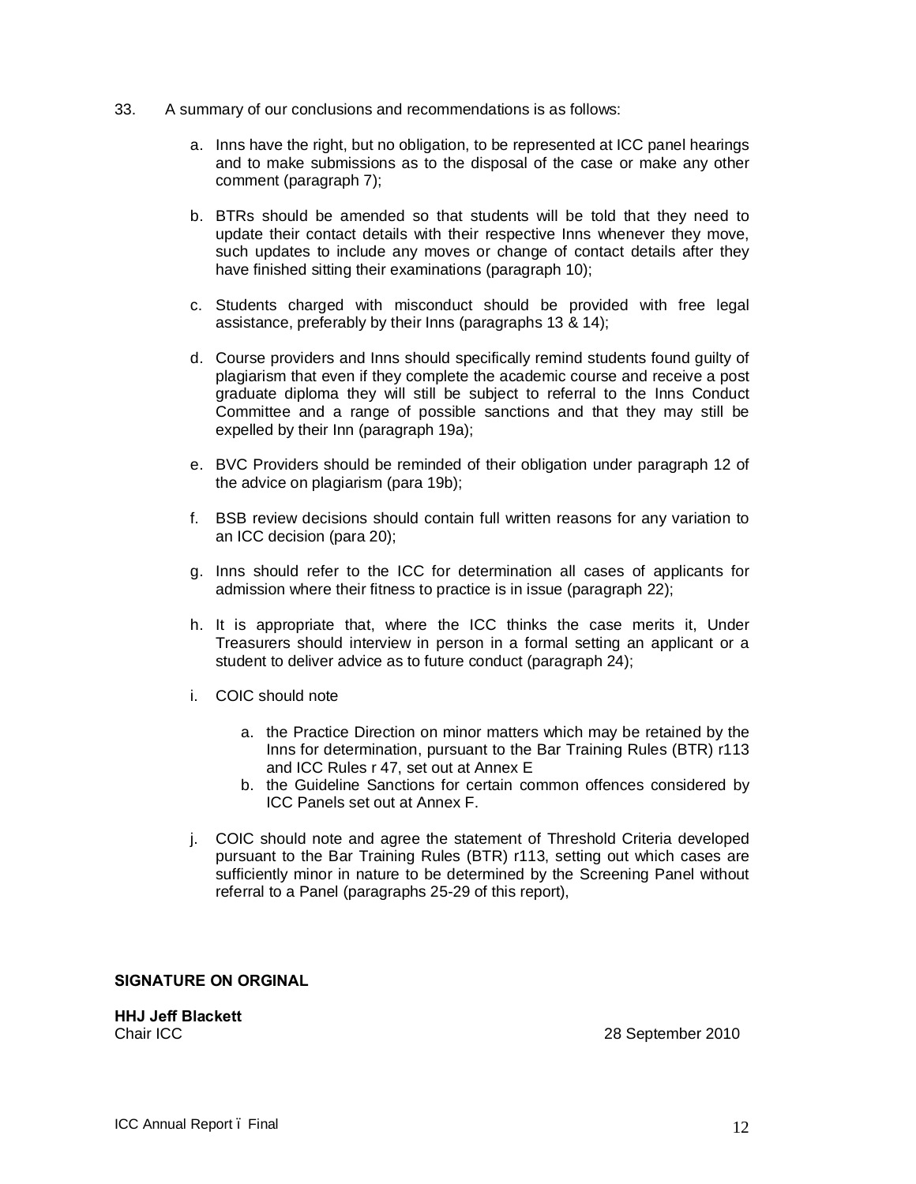33. A summary of our conclusions and recommendations is as follows:

   a. Inns have the right, but no obligation, to be represented at ICC panel hearings and to make submissions as to the disposal of the case or make any other comment (paragraph 7);

   b. BTRs should be amended so that students will be told that they need to update their contact details with their respective Inns whenever they move, such updates to include any moves or change of contact details after they have finished sitting their examinations (paragraph 10);

   c. Students charged with misconduct should be provided with free legal assistance, preferably by their Inns (paragraphs 13 & 14);

   d. Course providers and Inns should specifically remind students found guilty of plagiarism that even if they complete the academic course and receive a post graduate diploma they will still be subject to referral to the Inns Conduct Committee and a range of possible sanctions and that they may still be expelled by their Inn (paragraph 19a);

   e. BVC Providers should be reminded of their obligation under paragraph 12 of the advice on plagiarism (para 19b);

   f. BSB review decisions should contain full written reasons for any variation to an ICC decision (para 20);

   g. Inns should refer to the ICC for determination all cases of applicants for admission where their fitness to practice is in issue (paragraph 22);

   h. It is appropriate that, where the ICC thinks the case merits it, Under Treasurers should interview in person in a formal setting an applicant or a student to deliver advice as to future conduct (paragraph 24);

   i. COIC should note

      a. the Practice Direction on minor matters which may be retained by the Inns for determination, pursuant to the Bar Training Rules (BTR) r113 and ICC Rules r 47, set out at Annex E
      b. the Guideline Sanctions for certain common offences considered by ICC Panels set out at Annex F.

   j. COIC should note and agree the statement of Threshold Criteria developed pursuant to the Bar Training Rules (BTR) r113, setting out which cases are sufficiently minor in nature to be determined by the Screening Panel without referral to a Panel (paragraphs 25-29 of this report),

**SIGNATURE ON ORGINAL**

**HHJ Jeff Blackett**
Chair ICC

28 September 2010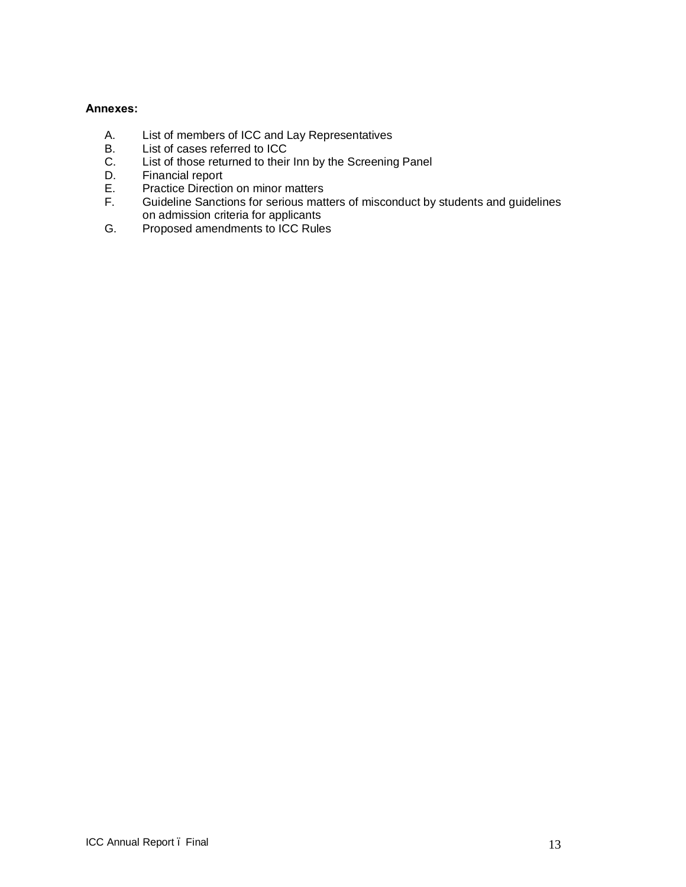**Annexes:**

A. List of members of ICC and Lay Representatives
B. List of cases referred to ICC
C. List of those returned to their Inn by the Screening Panel
D. Financial report
E. Practice Direction on minor matters
F. Guideline Sanctions for serious matters of misconduct by students and guidelines on admission criteria for applicants
G. Proposed amendments to ICC Rules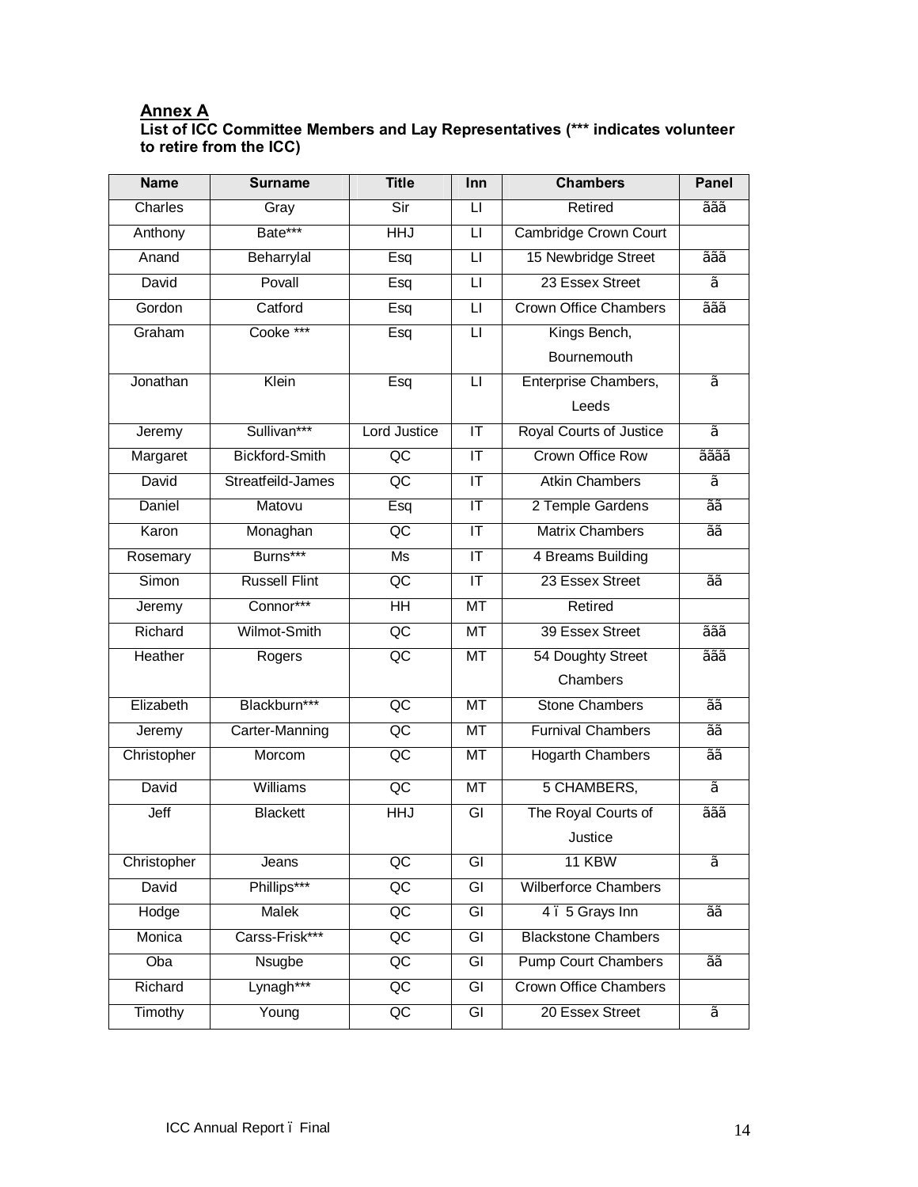**Annex A**

**List of ICC Committee Members and Lay Representatives (*** indicates volunteer to retire from the ICC)**

| Name | Surname | Title | Inn | Chambers | Panel |
|---|---|---|---|---|---|
| Charles | Gray | Sir | LI | Retired | ããã |
| Anthony | Bate*** | HHJ | LI | Cambridge Crown Court | |
| Anand | Beharrylal | Esq | LI | 15 Newbridge Street | ããã |
| David | Povall | Esq | LI | 23 Essex Street | ã |
| Gordon | Catford | Esq | LI | Crown Office Chambers | ããã |
| Graham | Cooke *** | Esq | LI | Kings Bench, Bournemouth | |
| Jonathan | Klein | Esq | LI | Enterprise Chambers, Leeds | ã |
| Jeremy | Sullivan*** | Lord Justice | IT | Royal Courts of Justice | ã |
| Margaret | Bickford-Smith | QC | IT | Crown Office Row | ãããã |
| David | Streatfeild-James | QC | IT | Atkin Chambers | ã |
| Daniel | Matovu | Esq | IT | 2 Temple Gardens | ãã |
| Karon | Monaghan | QC | IT | Matrix Chambers | ãã |
| Rosemary | Burns*** | Ms | IT | 4 Breams Building | |
| Simon | Russell Flint | QC | IT | 23 Essex Street | ãã |
| Jeremy | Connor*** | HH | MT | Retired | |
| Richard | Wilmot-Smith | QC | MT | 39 Essex Street | ããã |
| Heather | Rogers | QC | MT | 54 Doughty Street Chambers | ããã |
| Elizabeth | Blackburn*** | QC | MT | Stone Chambers | ãã |
| Jeremy | Carter-Manning | QC | MT | Furnival Chambers | ãã |
| Christopher | Morcom | QC | MT | Hogarth Chambers | ãã |
| David | Williams | QC | MT | 5 CHAMBERS, | ã |
| Jeff | Blackett | HHJ | GI | The Royal Courts of Justice | ããã |
| Christopher | Jeans | QC | GI | 11 KBW | ã |
| David | Phillips*** | QC | GI | Wilberforce Chambers | |
| Hodge | Malek | QC | GI | 4 ï 5 Grays Inn | ãã |
| Monica | Carss-Frisk*** | QC | GI | Blackstone Chambers | |
| Oba | Nsugbe | QC | GI | Pump Court Chambers | ãã |
| Richard | Lynagh*** | QC | GI | Crown Office Chambers | |
| Timothy | Young | QC | GI | 20 Essex Street | ã |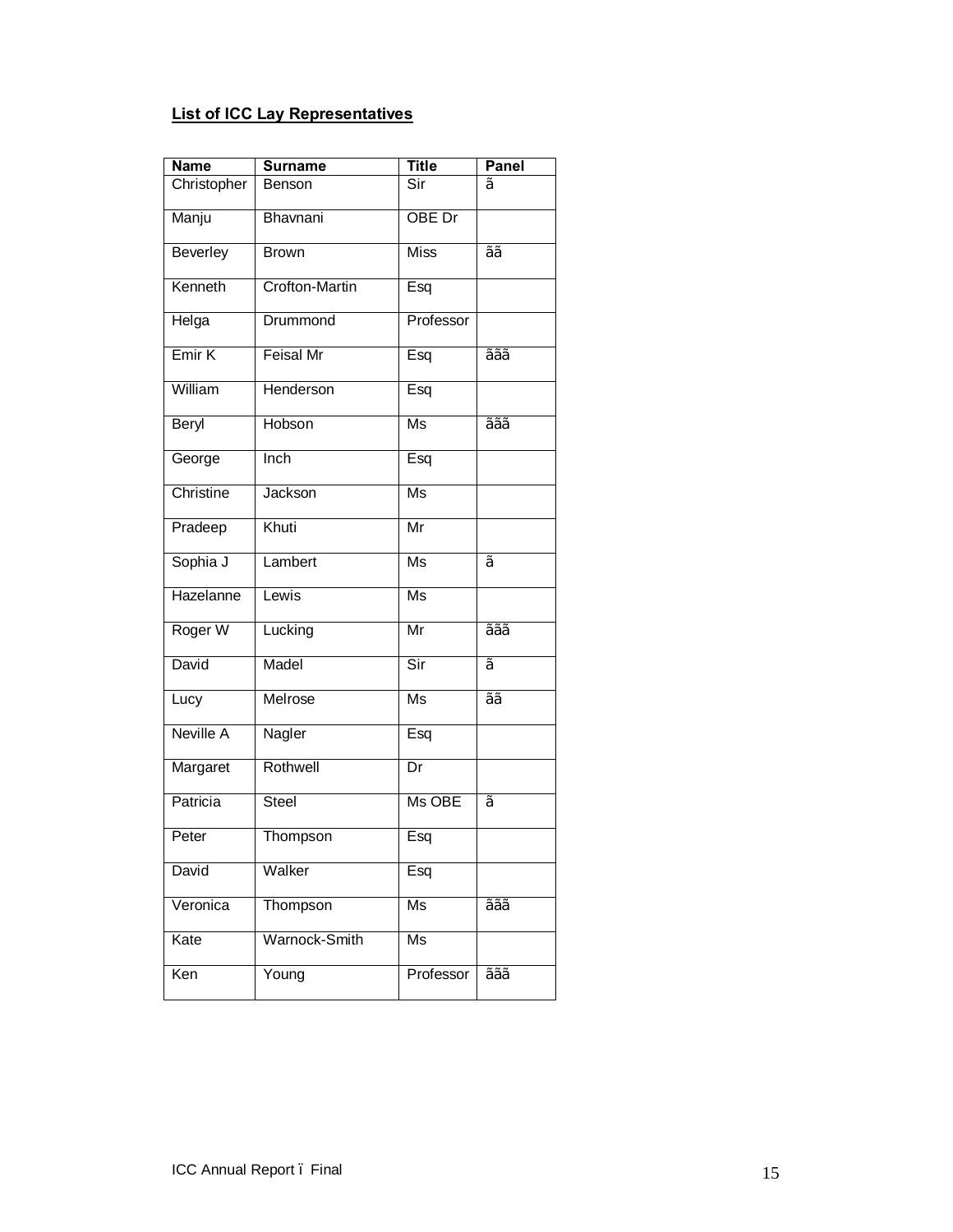**List of ICC Lay Representatives**

| Name | Surname | Title | Panel |
|---|---|---|---|
| Christopher | Benson | Sir | ã |
| Manju | Bhavnani | OBE Dr | |
| Beverley | Brown | Miss | ãã |
| Kenneth | Crofton-Martin | Esq | |
| Helga | Drummond | Professor | |
| Emir K | Feisal Mr | Esq | ããã |
| William | Henderson | Esq | |
| Beryl | Hobson | Ms | ããã |
| George | Inch | Esq | |
| Christine | Jackson | Ms | |
| Pradeep | Khuti | Mr | |
| Sophia J | Lambert | Ms | ã |
| Hazelanne | Lewis | Ms | |
| Roger W | Lucking | Mr | ããã |
| David | Madel | Sir | ã |
| Lucy | Melrose | Ms | ãã |
| Neville A | Nagler | Esq | |
| Margaret | Rothwell | Dr | |
| Patricia | Steel | Ms OBE | ã |
| Peter | Thompson | Esq | |
| David | Walker | Esq | |
| Veronica | Thompson | Ms | ããã |
| Kate | Warnock-Smith | Ms | |
| Ken | Young | Professor | ããã |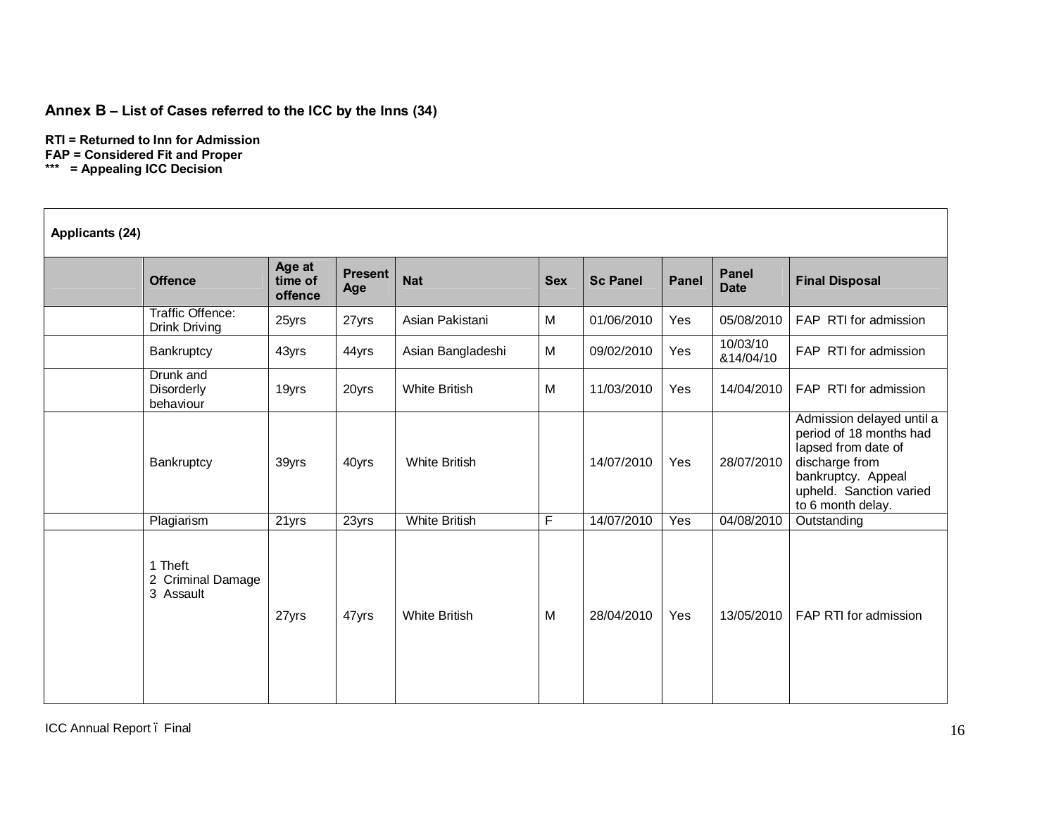**Annex B – List of Cases referred to the ICC by the Inns (34)**

**RTI = Returned to Inn for Admission**
**FAP = Considered Fit and Proper**
**\*\*\* = Appealing ICC Decision**

**Applicants (24)**

| | Offence | Age at time of offence | Present Age | Nat | Sex | Sc Panel | Panel | Panel Date | Final Disposal |
|---|---|---|---|---|---|---|---|---|---|
| | Traffic Offence: Drink Driving | 25yrs | 27yrs | Asian Pakistani | M | 01/06/2010 | Yes | 05/08/2010 | FAP RTI for admission |
| | Bankruptcy | 43yrs | 44yrs | Asian Bangladeshi | M | 09/02/2010 | Yes | 10/03/10 &14/04/10 | FAP RTI for admission |
| | Drunk and Disorderly behaviour | 19yrs | 20yrs | White British | M | 11/03/2010 | Yes | 14/04/2010 | FAP RTI for admission |
| | Bankruptcy | 39yrs | 40yrs | White British | | 14/07/2010 | Yes | 28/07/2010 | Admission delayed until a period of 18 months had lapsed from date of discharge from bankruptcy. Appeal upheld. Sanction varied to 6 month delay. |
| | Plagiarism | 21yrs | 23yrs | White British | F | 14/07/2010 | Yes | 04/08/2010 | Outstanding |
| | 1 Theft<br>2 Criminal Damage<br>3 Assault | 27yrs | 47yrs | White British | M | 28/04/2010 | Yes | 13/05/2010 | FAP RTI for admission |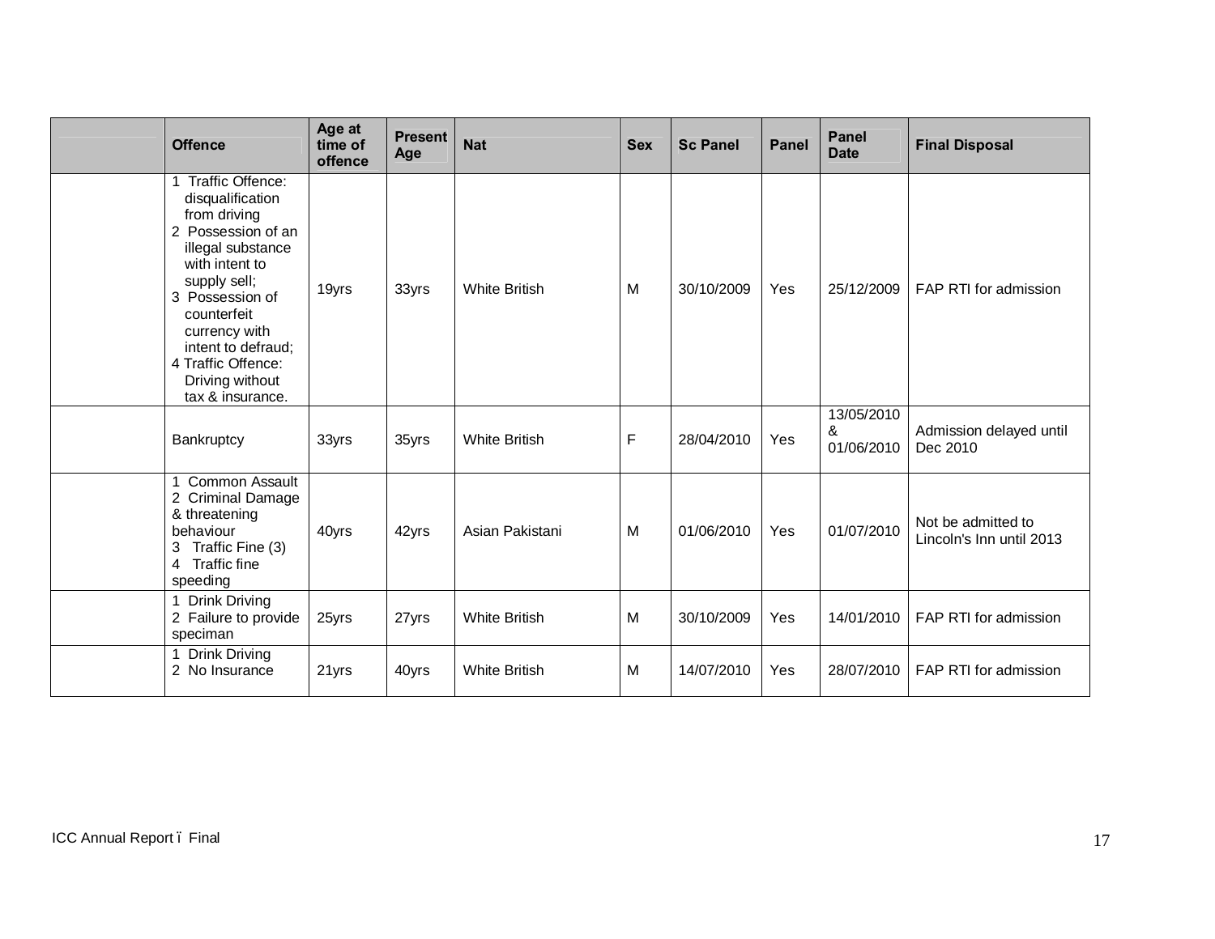|  | Offence | Age at time of offence | Present Age | Nat | Sex | Sc Panel | Panel | Panel Date | Final Disposal |
|---|---|---|---|---|---|---|---|---|---|
|  | 1 Traffic Offence: disqualification from driving<br>2 Possession of an illegal substance with intent to supply sell;<br>3 Possession of counterfeit currency with intent to defraud;<br>4 Traffic Offence: Driving without tax & insurance. | 19yrs | 33yrs | White British | M | 30/10/2009 | Yes | 25/12/2009 | FAP RTI for admission |
|  | Bankruptcy | 33yrs | 35yrs | White British | F | 28/04/2010 | Yes | 13/05/2010 & 01/06/2010 | Admission delayed until Dec 2010 |
|  | 1 Common Assault<br>2 Criminal Damage & threatening behaviour<br>3 Traffic Fine (3)<br>4 Traffic fine speeding | 40yrs | 42yrs | Asian Pakistani | M | 01/06/2010 | Yes | 01/07/2010 | Not be admitted to Lincoln's Inn until 2013 |
|  | 1 Drink Driving<br>2 Failure to provide speciman | 25yrs | 27yrs | White British | M | 30/10/2009 | Yes | 14/01/2010 | FAP RTI for admission |
|  | 1 Drink Driving<br>2 No Insurance | 21yrs | 40yrs | White British | M | 14/07/2010 | Yes | 28/07/2010 | FAP RTI for admission |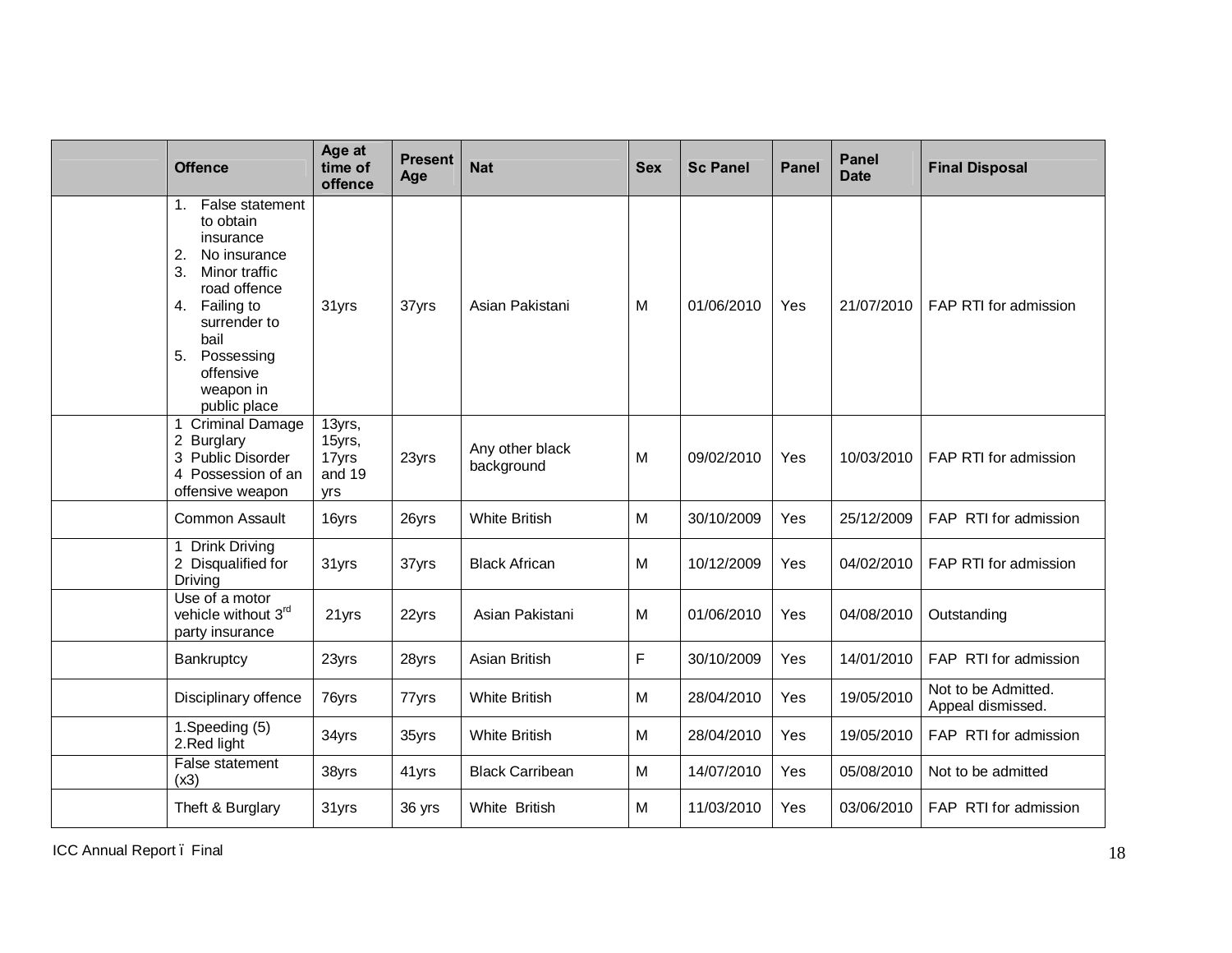| | Offence | Age at time of offence | Present Age | Nat | Sex | Sc Panel | Panel | Panel Date | Final Disposal |
|---|---|---|---|---|---|---|---|---|---|
| | 1. False statement to obtain insurance 2. No insurance 3. Minor traffic road offence 4. Failing to surrender to bail 5. Possessing offensive weapon in public place | 31yrs | 37yrs | Asian Pakistani | M | 01/06/2010 | Yes | 21/07/2010 | FAP RTI for admission |
| | 1 Criminal Damage 2 Burglary 3 Public Disorder 4 Possession of an offensive weapon | 13yrs, 15yrs, 17yrs and 19 yrs | 23yrs | Any other black background | M | 09/02/2010 | Yes | 10/03/2010 | FAP RTI for admission |
| | Common Assault | 16yrs | 26yrs | White British | M | 30/10/2009 | Yes | 25/12/2009 | FAP RTI for admission |
| | 1 Drink Driving 2 Disqualified for Driving | 31yrs | 37yrs | Black African | M | 10/12/2009 | Yes | 04/02/2010 | FAP RTI for admission |
| | Use of a motor vehicle without 3rd party insurance | 21yrs | 22yrs | Asian Pakistani | M | 01/06/2010 | Yes | 04/08/2010 | Outstanding |
| | Bankruptcy | 23yrs | 28yrs | Asian British | F | 30/10/2009 | Yes | 14/01/2010 | FAP RTI for admission |
| | Disciplinary offence | 76yrs | 77yrs | White British | M | 28/04/2010 | Yes | 19/05/2010 | Not to be Admitted. Appeal dismissed. |
| | 1.Speeding (5) 2.Red light | 34yrs | 35yrs | White British | M | 28/04/2010 | Yes | 19/05/2010 | FAP RTI for admission |
| | False statement (x3) | 38yrs | 41yrs | Black Carribean | M | 14/07/2010 | Yes | 05/08/2010 | Not to be admitted |
| | Theft & Burglary | 31yrs | 36 yrs | White British | M | 11/03/2010 | Yes | 03/06/2010 | FAP RTI for admission |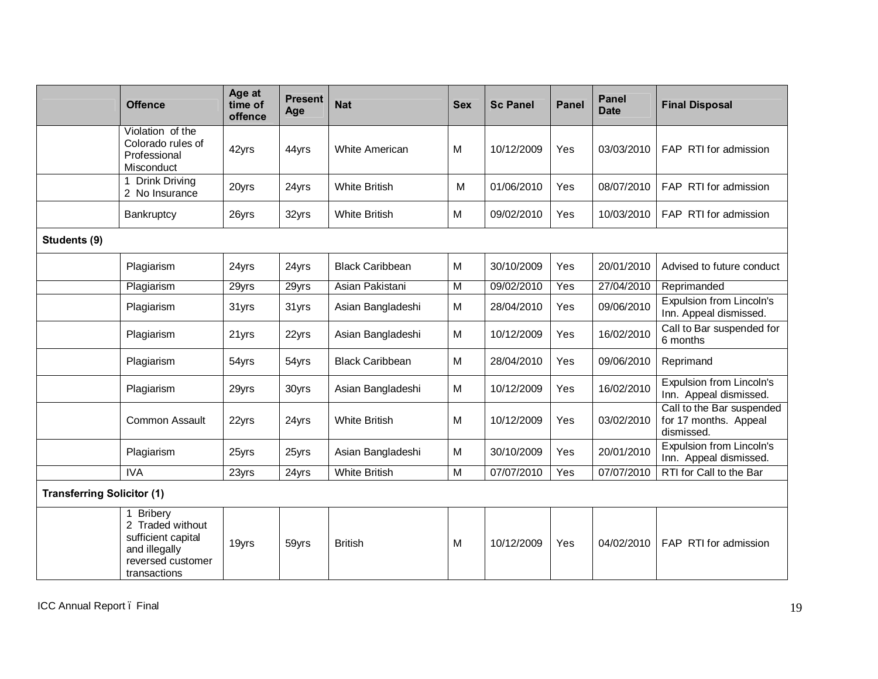| | Offence | Age at time of offence | Present Age | Nat | Sex | Sc Panel | Panel | Panel Date | Final Disposal |
|---|---|---|---|---|---|---|---|---|---|
| | Violation of the Colorado rules of Professional Misconduct | 42yrs | 44yrs | White American | M | 10/12/2009 | Yes | 03/03/2010 | FAP RTI for admission |
| | 1 Drink Driving<br>2 No Insurance | 20yrs | 24yrs | White British | M | 01/06/2010 | Yes | 08/07/2010 | FAP RTI for admission |
| | Bankruptcy | 26yrs | 32yrs | White British | M | 09/02/2010 | Yes | 10/03/2010 | FAP RTI for admission |
| **Students (9)** | | | | | | | | | |
| | Plagiarism | 24yrs | 24yrs | Black Caribbean | M | 30/10/2009 | Yes | 20/01/2010 | Advised to future conduct |
| | Plagiarism | 29yrs | 29yrs | Asian Pakistani | M | 09/02/2010 | Yes | 27/04/2010 | Reprimanded |
| | Plagiarism | 31yrs | 31yrs | Asian Bangladeshi | M | 28/04/2010 | Yes | 09/06/2010 | Expulsion from Lincoln's Inn. Appeal dismissed. |
| | Plagiarism | 21yrs | 22yrs | Asian Bangladeshi | M | 10/12/2009 | Yes | 16/02/2010 | Call to Bar suspended for 6 months |
| | Plagiarism | 54yrs | 54yrs | Black Caribbean | M | 28/04/2010 | Yes | 09/06/2010 | Reprimand |
| | Plagiarism | 29yrs | 30yrs | Asian Bangladeshi | M | 10/12/2009 | Yes | 16/02/2010 | Expulsion from Lincoln's Inn. Appeal dismissed. |
| | Common Assault | 22yrs | 24yrs | White British | M | 10/12/2009 | Yes | 03/02/2010 | Call to the Bar suspended for 17 months. Appeal dismissed. |
| | Plagiarism | 25yrs | 25yrs | Asian Bangladeshi | M | 30/10/2009 | Yes | 20/01/2010 | Expulsion from Lincoln's Inn. Appeal dismissed. |
| | IVA | 23yrs | 24yrs | White British | M | 07/07/2010 | Yes | 07/07/2010 | RTI for Call to the Bar |
| **Transferring Solicitor (1)** | | | | | | | | | |
| | 1 Bribery<br>2 Traded without sufficient capital and illegally reversed customer transactions | 19yrs | 59yrs | British | M | 10/12/2009 | Yes | 04/02/2010 | FAP RTI for admission |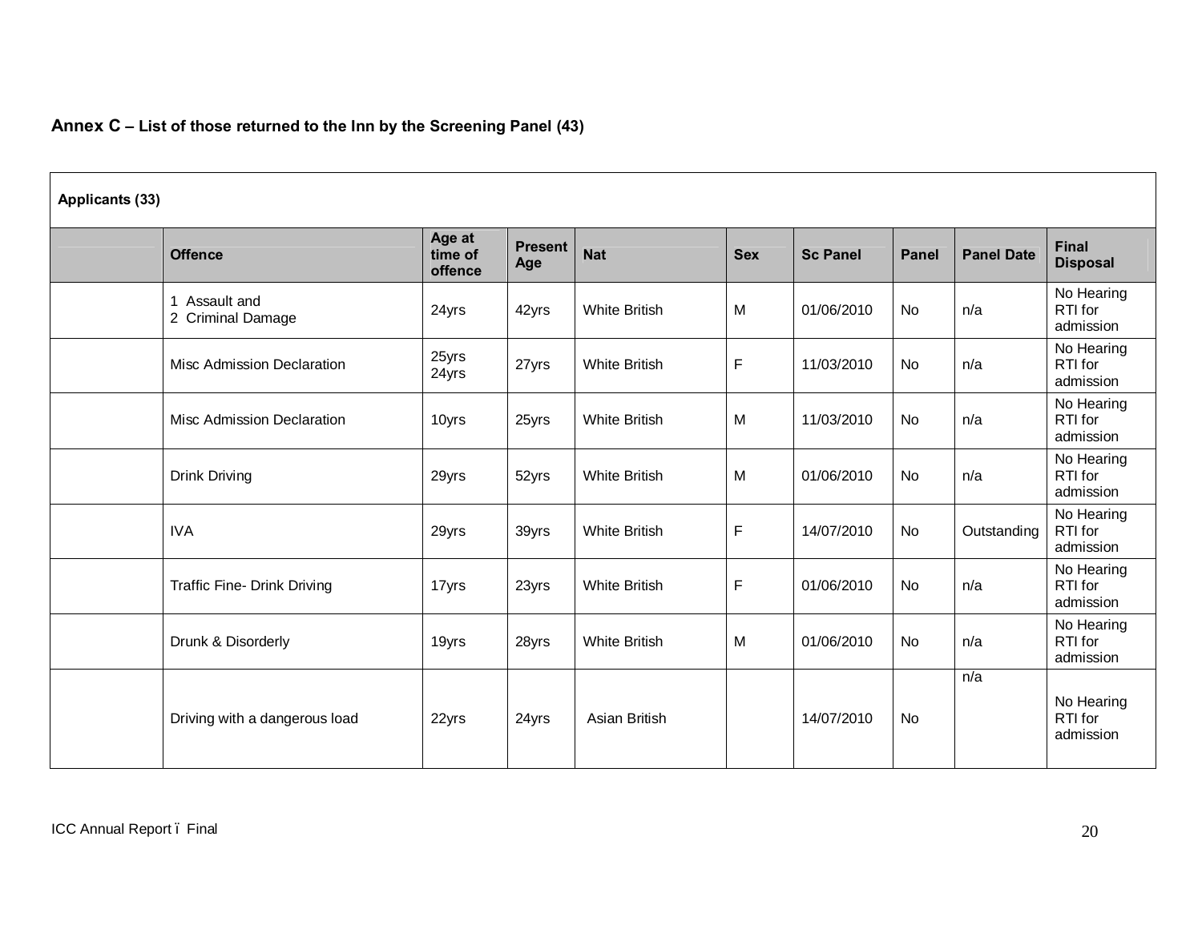**Annex C – List of those returned to the Inn by the Screening Panel (43)**

| Applicants (33) | | | | | | | | | |
|---|---|---|---|---|---|---|---|---|---|
| | **Offence** | **Age at time of offence** | **Present Age** | **Nat** | **Sex** | **Sc Panel** | **Panel** | **Panel Date** | **Final Disposal** |
| | 1 Assault and<br>2 Criminal Damage | 24yrs | 42yrs | White British | M | 01/06/2010 | No | n/a | No Hearing RTI for admission |
| | Misc Admission Declaration | 25yrs<br>24yrs | 27yrs | White British | F | 11/03/2010 | No | n/a | No Hearing RTI for admission |
| | Misc Admission Declaration | 10yrs | 25yrs | White British | M | 11/03/2010 | No | n/a | No Hearing RTI for admission |
| | Drink Driving | 29yrs | 52yrs | White British | M | 01/06/2010 | No | n/a | No Hearing RTI for admission |
| | IVA | 29yrs | 39yrs | White British | F | 14/07/2010 | No | Outstanding | No Hearing RTI for admission |
| | Traffic Fine- Drink Driving | 17yrs | 23yrs | White British | F | 01/06/2010 | No | n/a | No Hearing RTI for admission |
| | Drunk & Disorderly | 19yrs | 28yrs | White British | M | 01/06/2010 | No | n/a | No Hearing RTI for admission |
| | Driving with a dangerous load | 22yrs | 24yrs | Asian British | | 14/07/2010 | No | n/a | No Hearing RTI for admission |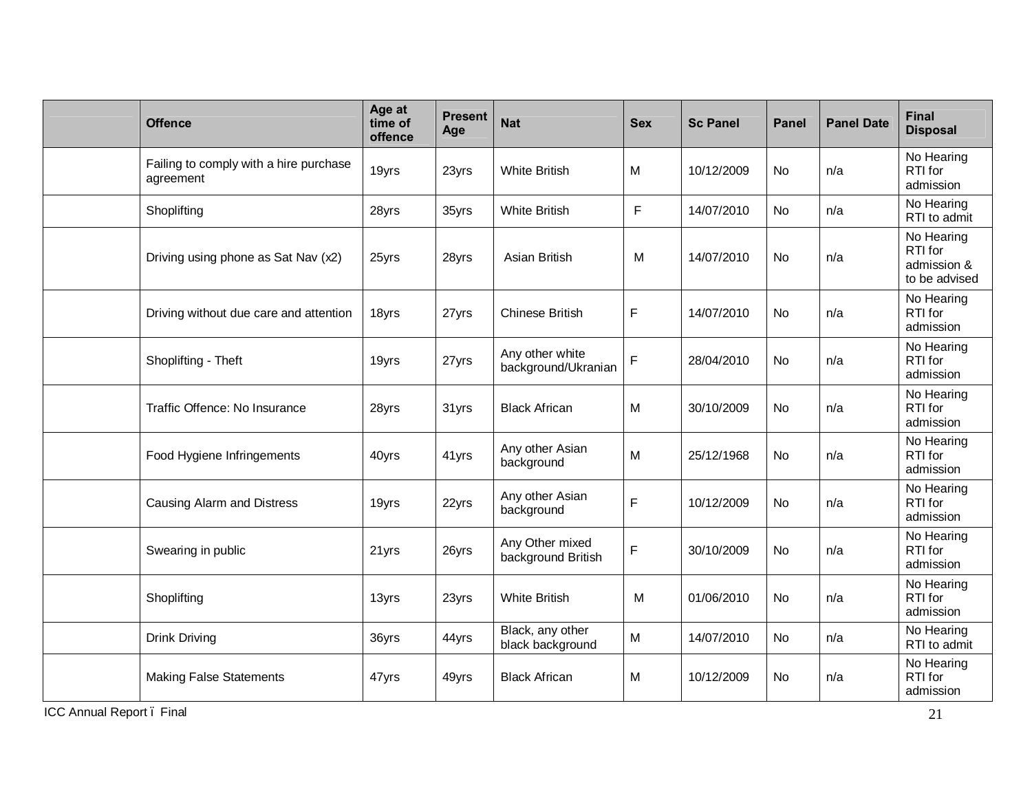|  | Offence | Age at time of offence | Present Age | Nat | Sex | Sc Panel | Panel | Panel Date | Final Disposal |
|---|---|---|---|---|---|---|---|---|---|
|  | Failing to comply with a hire purchase agreement | 19yrs | 23yrs | White British | M | 10/12/2009 | No | n/a | No Hearing RTI for admission |
|  | Shoplifting | 28yrs | 35yrs | White British | F | 14/07/2010 | No | n/a | No Hearing RTI to admit |
|  | Driving using phone as Sat Nav (x2) | 25yrs | 28yrs | Asian British | M | 14/07/2010 | No | n/a | No Hearing RTI for admission & to be advised |
|  | Driving without due care and attention | 18yrs | 27yrs | Chinese British | F | 14/07/2010 | No | n/a | No Hearing RTI for admission |
|  | Shoplifting - Theft | 19yrs | 27yrs | Any other white background/Ukranian | F | 28/04/2010 | No | n/a | No Hearing RTI for admission |
|  | Traffic Offence: No Insurance | 28yrs | 31yrs | Black African | M | 30/10/2009 | No | n/a | No Hearing RTI for admission |
|  | Food Hygiene Infringements | 40yrs | 41yrs | Any other Asian background | M | 25/12/1968 | No | n/a | No Hearing RTI for admission |
|  | Causing Alarm and Distress | 19yrs | 22yrs | Any other Asian background | F | 10/12/2009 | No | n/a | No Hearing RTI for admission |
|  | Swearing in public | 21yrs | 26yrs | Any Other mixed background British | F | 30/10/2009 | No | n/a | No Hearing RTI for admission |
|  | Shoplifting | 13yrs | 23yrs | White British | M | 01/06/2010 | No | n/a | No Hearing RTI for admission |
|  | Drink Driving | 36yrs | 44yrs | Black, any other black background | M | 14/07/2010 | No | n/a | No Hearing RTI to admit |
|  | Making False Statements | 47yrs | 49yrs | Black African | M | 10/12/2009 | No | n/a | No Hearing RTI for admission |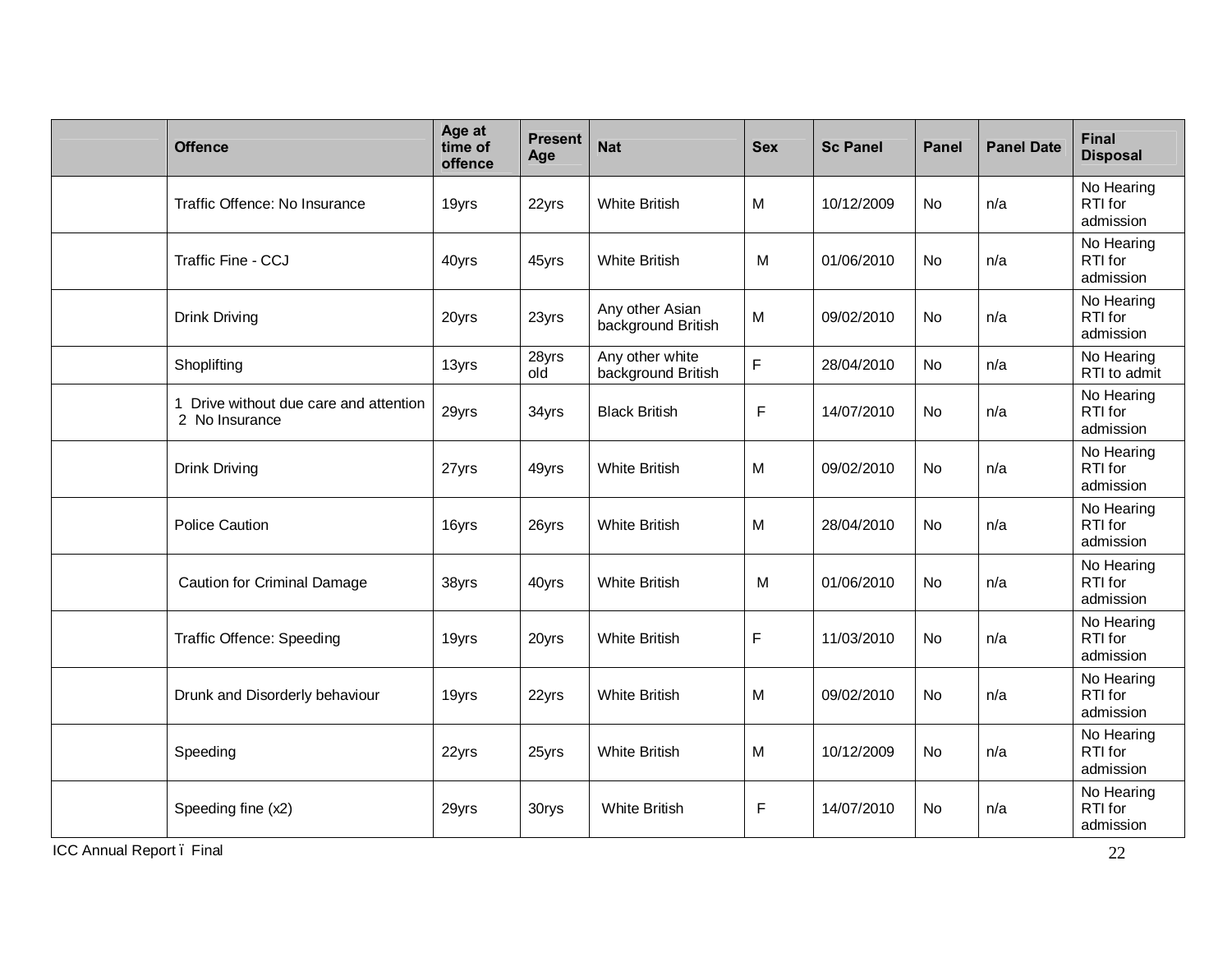| | Offence | Age at time of offence | Present Age | Nat | Sex | Sc Panel | Panel | Panel Date | Final Disposal |
|---|---|---|---|---|---|---|---|---|---|
| | Traffic Offence: No Insurance | 19yrs | 22yrs | White British | M | 10/12/2009 | No | n/a | No Hearing RTI for admission |
| | Traffic Fine - CCJ | 40yrs | 45yrs | White British | M | 01/06/2010 | No | n/a | No Hearing RTI for admission |
| | Drink Driving | 20yrs | 23yrs | Any other Asian background British | M | 09/02/2010 | No | n/a | No Hearing RTI for admission |
| | Shoplifting | 13yrs | 28yrs old | Any other white background British | F | 28/04/2010 | No | n/a | No Hearing RTI to admit |
| | 1 Drive without due care and attention 2 No Insurance | 29yrs | 34yrs | Black British | F | 14/07/2010 | No | n/a | No Hearing RTI for admission |
| | Drink Driving | 27yrs | 49yrs | White British | M | 09/02/2010 | No | n/a | No Hearing RTI for admission |
| | Police Caution | 16yrs | 26yrs | White British | M | 28/04/2010 | No | n/a | No Hearing RTI for admission |
| | Caution for Criminal Damage | 38yrs | 40yrs | White British | M | 01/06/2010 | No | n/a | No Hearing RTI for admission |
| | Traffic Offence: Speeding | 19yrs | 20yrs | White British | F | 11/03/2010 | No | n/a | No Hearing RTI for admission |
| | Drunk and Disorderly behaviour | 19yrs | 22yrs | White British | M | 09/02/2010 | No | n/a | No Hearing RTI for admission |
| | Speeding | 22yrs | 25yrs | White British | M | 10/12/2009 | No | n/a | No Hearing RTI for admission |
| | Speeding fine (x2) | 29yrs | 30rys | White British | F | 14/07/2010 | No | n/a | No Hearing RTI for admission |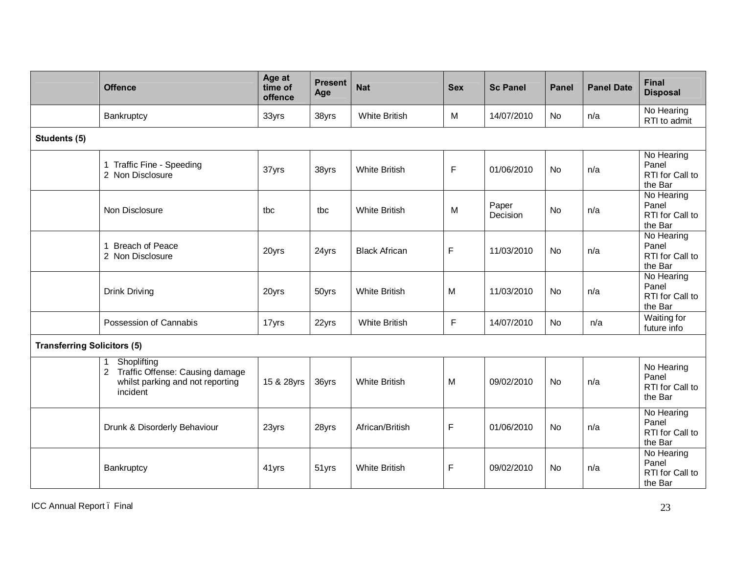| | Offence | Age at time of offence | Present Age | Nat | Sex | Sc Panel | Panel | Panel Date | Final Disposal |
|---|---|---|---|---|---|---|---|---|---|
| | Bankruptcy | 33yrs | 38yrs | White British | M | 14/07/2010 | No | n/a | No Hearing RTI to admit |
| **Students (5)** | | | | | | | | | |
| | 1 Traffic Fine - Speeding<br>2 Non Disclosure | 37yrs | 38yrs | White British | F | 01/06/2010 | No | n/a | No Hearing Panel RTI for Call to the Bar |
| | Non Disclosure | tbc | tbc | White British | M | Paper Decision | No | n/a | No Hearing Panel RTI for Call to the Bar |
| | 1 Breach of Peace<br>2 Non Disclosure | 20yrs | 24yrs | Black African | F | 11/03/2010 | No | n/a | No Hearing Panel RTI for Call to the Bar |
| | Drink Driving | 20yrs | 50yrs | White British | M | 11/03/2010 | No | n/a | No Hearing Panel RTI for Call to the Bar |
| | Possession of Cannabis | 17yrs | 22yrs | White British | F | 14/07/2010 | No | n/a | Waiting for future info |
| **Transferring Solicitors (5)** | | | | | | | | | |
| | 1 Shoplifting<br>2 Traffic Offense: Causing damage whilst parking and not reporting incident | 15 & 28yrs | 36yrs | White British | M | 09/02/2010 | No | n/a | No Hearing Panel RTI for Call to the Bar |
| | Drunk & Disorderly Behaviour | 23yrs | 28yrs | African/British | F | 01/06/2010 | No | n/a | No Hearing Panel RTI for Call to the Bar |
| | Bankruptcy | 41yrs | 51yrs | White British | F | 09/02/2010 | No | n/a | No Hearing Panel RTI for Call to the Bar |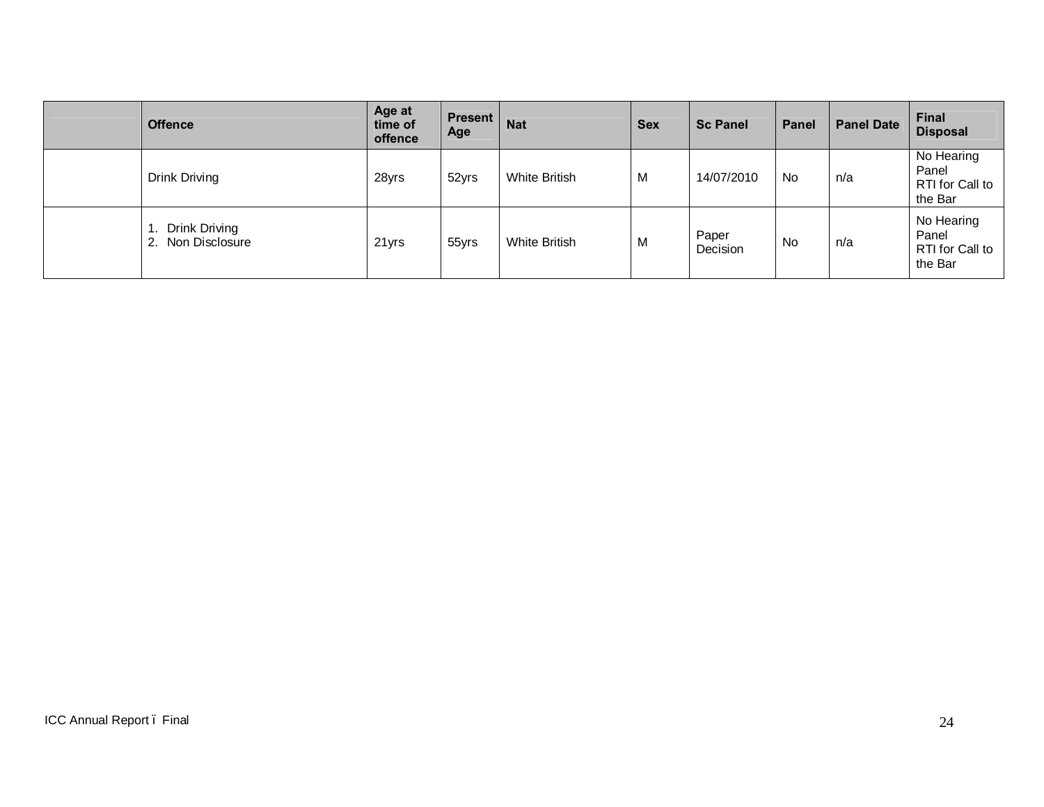|  | Offence | Age at time of offence | Present Age | Nat | Sex | Sc Panel | Panel | Panel Date | Final Disposal |
|---|---|---|---|---|---|---|---|---|---|
|  | Drink Driving | 28yrs | 52yrs | White British | M | 14/07/2010 | No | n/a | No Hearing Panel RTI for Call to the Bar |
|  | 1. Drink Driving 2. Non Disclosure | 21yrs | 55yrs | White British | M | Paper Decision | No | n/a | No Hearing Panel RTI for Call to the Bar |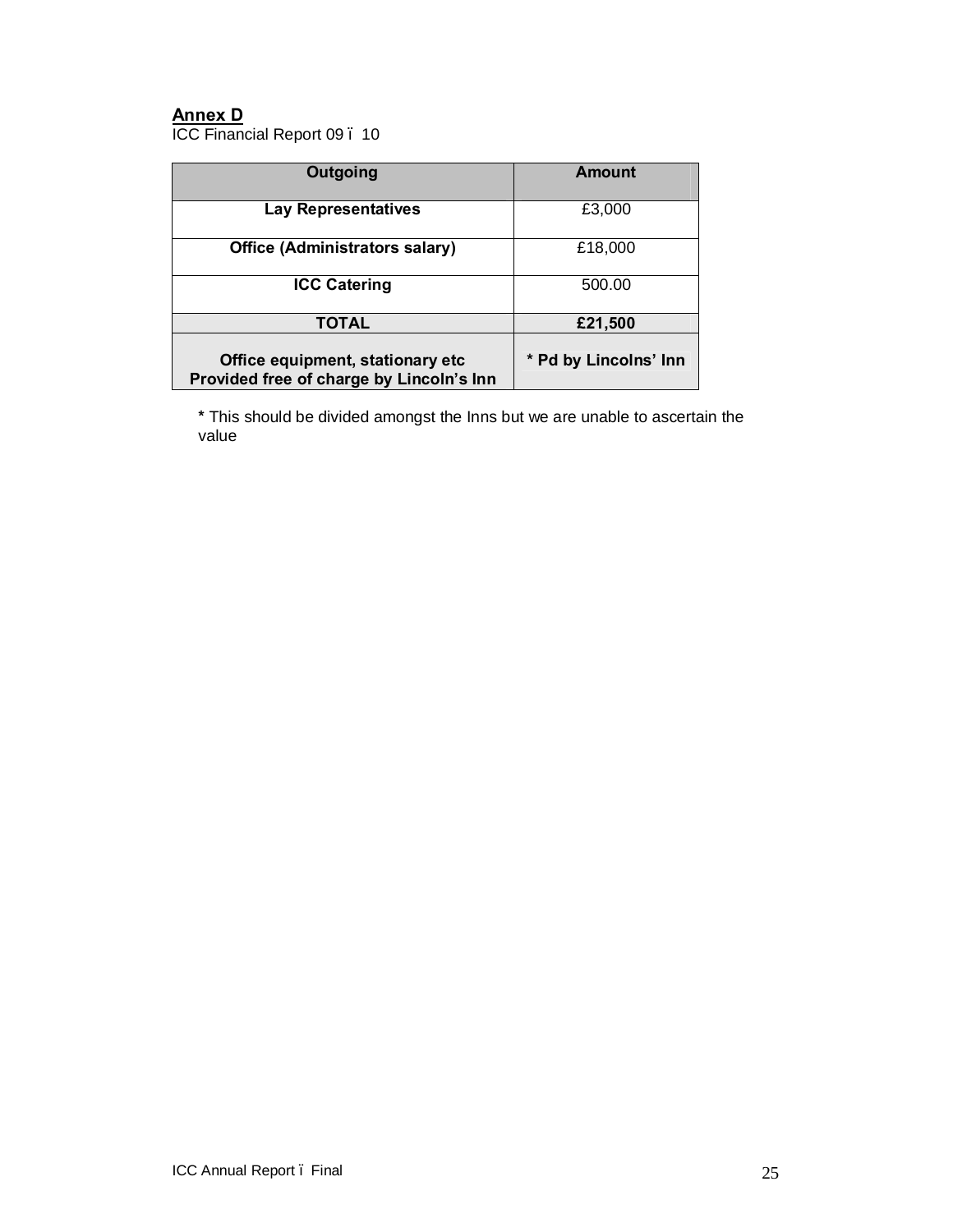**Annex D**

ICC Financial Report 09 – 10

| Outgoing | Amount |
| --- | --- |
| **Lay Representatives** | £3,000 |
| **Office (Administrators salary)** | £18,000 |
| **ICC Catering** | 500.00 |
| **TOTAL** | **£21,500** |
| **Office equipment, stationary etc Provided free of charge by Lincoln's Inn** | **\* Pd by Lincolns' Inn** |

**\*** This should be divided amongst the Inns but we are unable to ascertain the value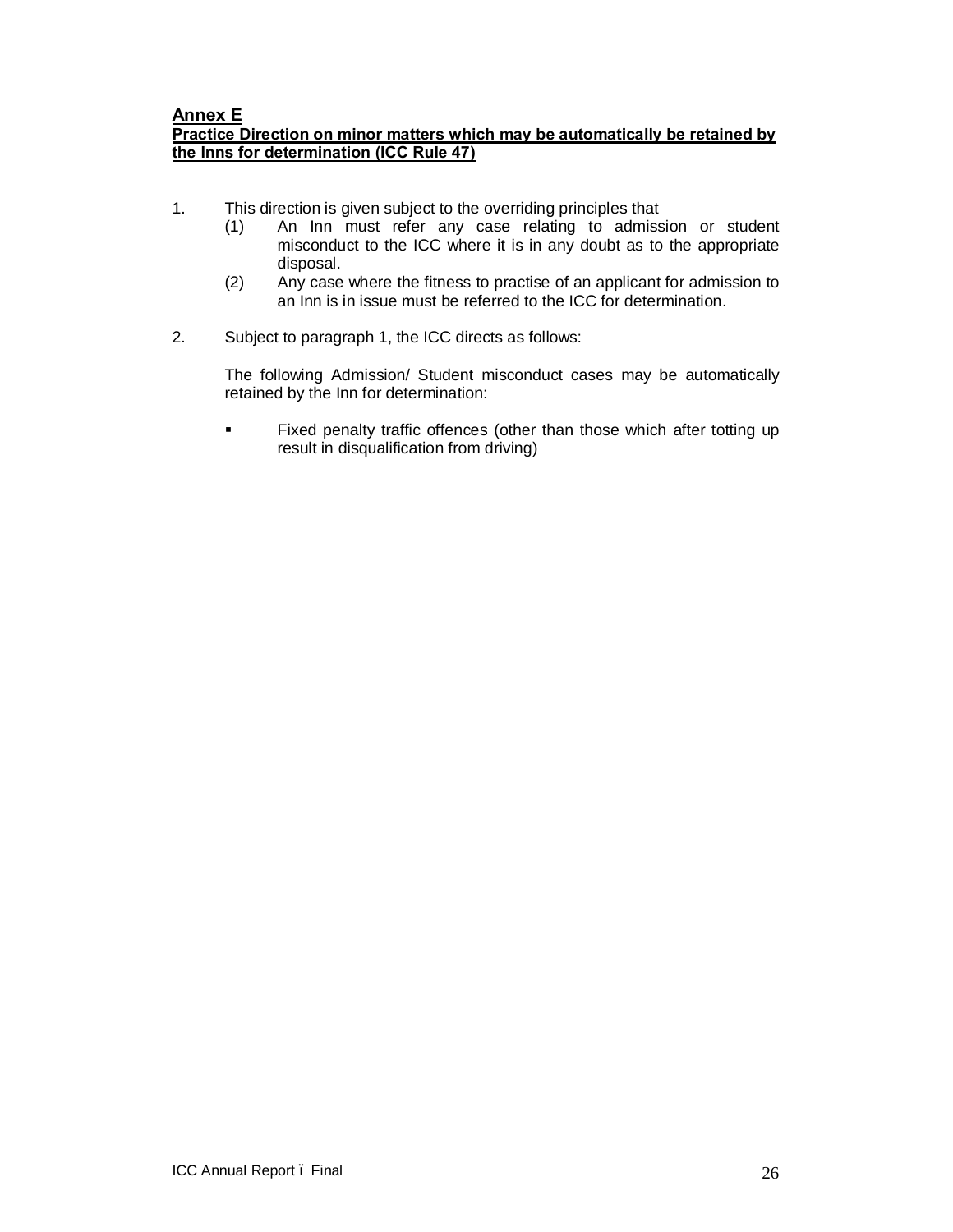## Annex E

**Practice Direction on minor matters which may be automatically be retained by the Inns for determination (ICC Rule 47)**

1. This direction is given subject to the overriding principles that
   (1) An Inn must refer any case relating to admission or student misconduct to the ICC where it is in any doubt as to the appropriate disposal.
   (2) Any case where the fitness to practise of an applicant for admission to an Inn is in issue must be referred to the ICC for determination.

2. Subject to paragraph 1, the ICC directs as follows:

   The following Admission/ Student misconduct cases may be automatically retained by the Inn for determination:

   - Fixed penalty traffic offences (other than those which after totting up result in disqualification from driving)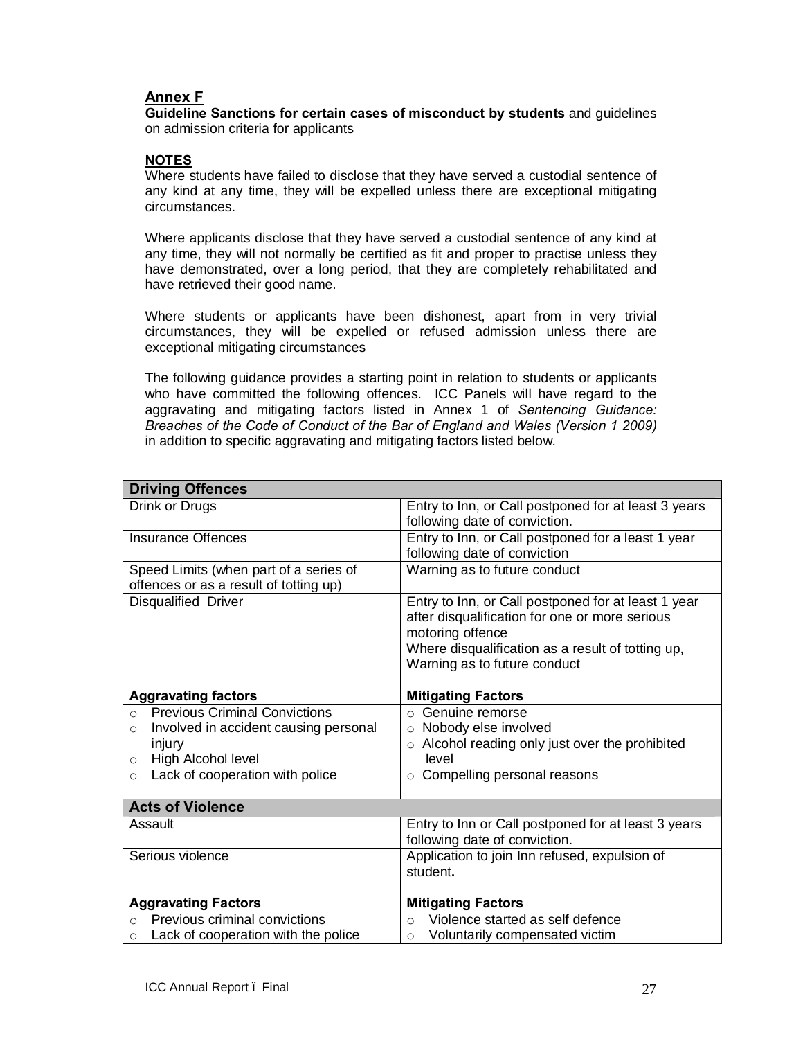## Annex F

**Guideline Sanctions for certain cases of misconduct by students** and guidelines on admission criteria for applicants

### NOTES

Where students have failed to disclose that they have served a custodial sentence of any kind at any time, they will be expelled unless there are exceptional mitigating circumstances.

Where applicants disclose that they have served a custodial sentence of any kind at any time, they will not normally be certified as fit and proper to practise unless they have demonstrated, over a long period, that they are completely rehabilitated and have retrieved their good name.

Where students or applicants have been dishonest, apart from in very trivial circumstances, they will be expelled or refused admission unless there are exceptional mitigating circumstances

The following guidance provides a starting point in relation to students or applicants who have committed the following offences. ICC Panels will have regard to the aggravating and mitigating factors listed in Annex 1 of *Sentencing Guidance: Breaches of the Code of Conduct of the Bar of England and Wales (Version 1 2009)* in addition to specific aggravating and mitigating factors listed below.

| **Driving Offences** | |
|---|---|
| Drink or Drugs | Entry to Inn, or Call postponed for at least 3 years following date of conviction. |
| Insurance Offences | Entry to Inn, or Call postponed for a least 1 year following date of conviction |
| Speed Limits (when part of a series of offences or as a result of totting up) | Warning as to future conduct |
| Disqualified Driver | Entry to Inn, or Call postponed for at least 1 year after disqualification for one or more serious motoring offence |
| | Where disqualification as a result of totting up, Warning as to future conduct |
| **Aggravating factors** | **Mitigating Factors** |
| ○ Previous Criminal Convictions<br>○ Involved in accident causing personal injury<br>○ High Alcohol level<br>○ Lack of cooperation with police | ○ Genuine remorse<br>○ Nobody else involved<br>○ Alcohol reading only just over the prohibited level<br>○ Compelling personal reasons |
| **Acts of Violence** | |
| Assault | Entry to Inn or Call postponed for at least 3 years following date of conviction. |
| Serious violence | Application to join Inn refused, expulsion of student**.** |
| **Aggravating Factors** | **Mitigating Factors** |
| ○ Previous criminal convictions<br>○ Lack of cooperation with the police | ○ Violence started as self defence<br>○ Voluntarily compensated victim |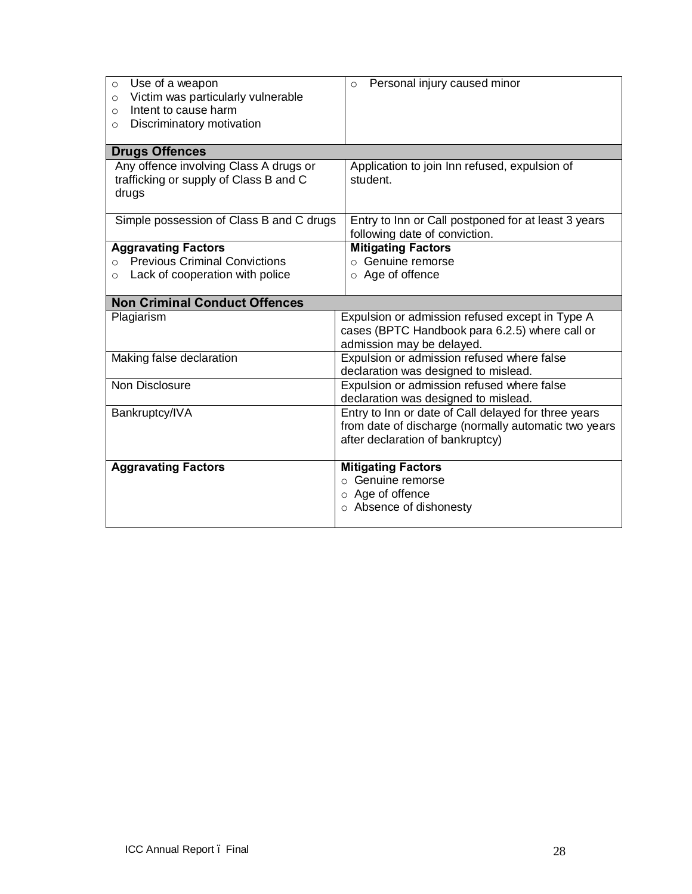| | |
|---|---|
| ○ Use of a weapon<br>○ Victim was particularly vulnerable<br>○ Intent to cause harm<br>○ Discriminatory motivation | ○ Personal injury caused minor |
| **Drugs Offences** | |
| Any offence involving Class A drugs or trafficking or supply of Class B and C drugs | Application to join Inn refused, expulsion of student. |
| Simple possession of Class B and C drugs | Entry to Inn or Call postponed for at least 3 years following date of conviction. |
| **Aggravating Factors**<br>○ Previous Criminal Convictions<br>○ Lack of cooperation with police | **Mitigating Factors**<br>○ Genuine remorse<br>○ Age of offence |
| **Non Criminal Conduct Offences** | |
| Plagiarism | Expulsion or admission refused except in Type A cases (BPTC Handbook para 6.2.5) where call or admission may be delayed. |
| Making false declaration | Expulsion or admission refused where false declaration was designed to mislead. |
| Non Disclosure | Expulsion or admission refused where false declaration was designed to mislead. |
| Bankruptcy/IVA | Entry to Inn or date of Call delayed for three years from date of discharge (normally automatic two years after declaration of bankruptcy) |
| **Aggravating Factors** | **Mitigating Factors**<br>○ Genuine remorse<br>○ Age of offence<br>○ Absence of dishonesty |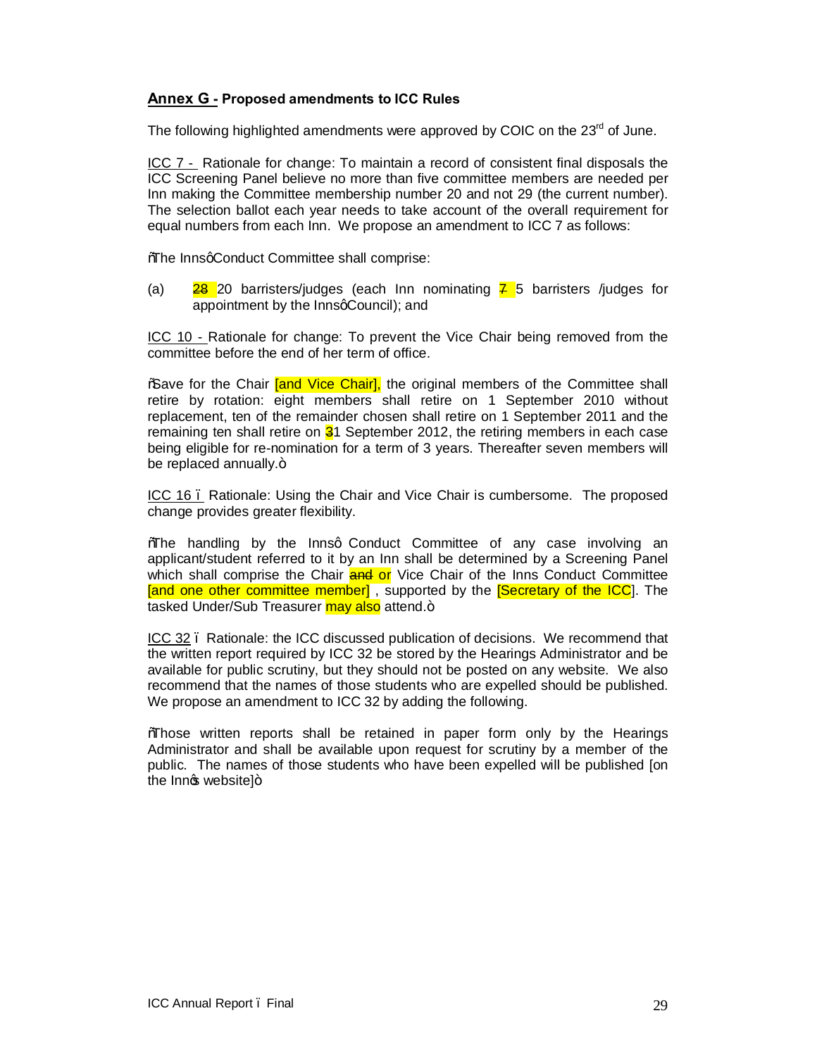## Annex G - **Proposed amendments to ICC Rules**

The following highlighted amendments were approved by COIC on the 23rd of June.

ICC 7 - Rationale for change: To maintain a record of consistent final disposals the ICC Screening Panel believe no more than five committee members are needed per Inn making the Committee membership number 20 and not 29 (the current number). The selection ballot each year needs to take account of the overall requirement for equal numbers from each Inn. We propose an amendment to ICC 7 as follows:

"The Inns' Conduct Committee shall comprise:

(a) ~~28~~ 20 barristers/judges (each Inn nominating ~~7~~ 5 barristers /judges for appointment by the Inns' Council); and

ICC 10 - Rationale for change: To prevent the Vice Chair being removed from the committee before the end of her term of office.

"Save for the Chair [and Vice Chair], the original members of the Committee shall retire by rotation: eight members shall retire on 1 September 2010 without replacement, ten of the remainder chosen shall retire on 1 September 2011 and the remaining ten shall retire on 31 September 2012, the retiring members in each case being eligible for re-nomination for a term of 3 years. Thereafter seven members will be replaced annually."

ICC 16 – Rationale: Using the Chair and Vice Chair is cumbersome. The proposed change provides greater flexibility.

"The handling by the Inns' Conduct Committee of any case involving an applicant/student referred to it by an Inn shall be determined by a Screening Panel which shall comprise the Chair ~~and~~ or Vice Chair of the Inns Conduct Committee [and one other committee member] , supported by the [Secretary of the ICC]. The tasked Under/Sub Treasurer may also attend."

ICC 32 – Rationale: the ICC discussed publication of decisions. We recommend that the written report required by ICC 32 be stored by the Hearings Administrator and be available for public scrutiny, but they should not be posted on any website. We also recommend that the names of those students who are expelled should be published. We propose an amendment to ICC 32 by adding the following.

"Those written reports shall be retained in paper form only by the Hearings Administrator and shall be available upon request for scrutiny by a member of the public. The names of those students who have been expelled will be published [on the Inn's website]"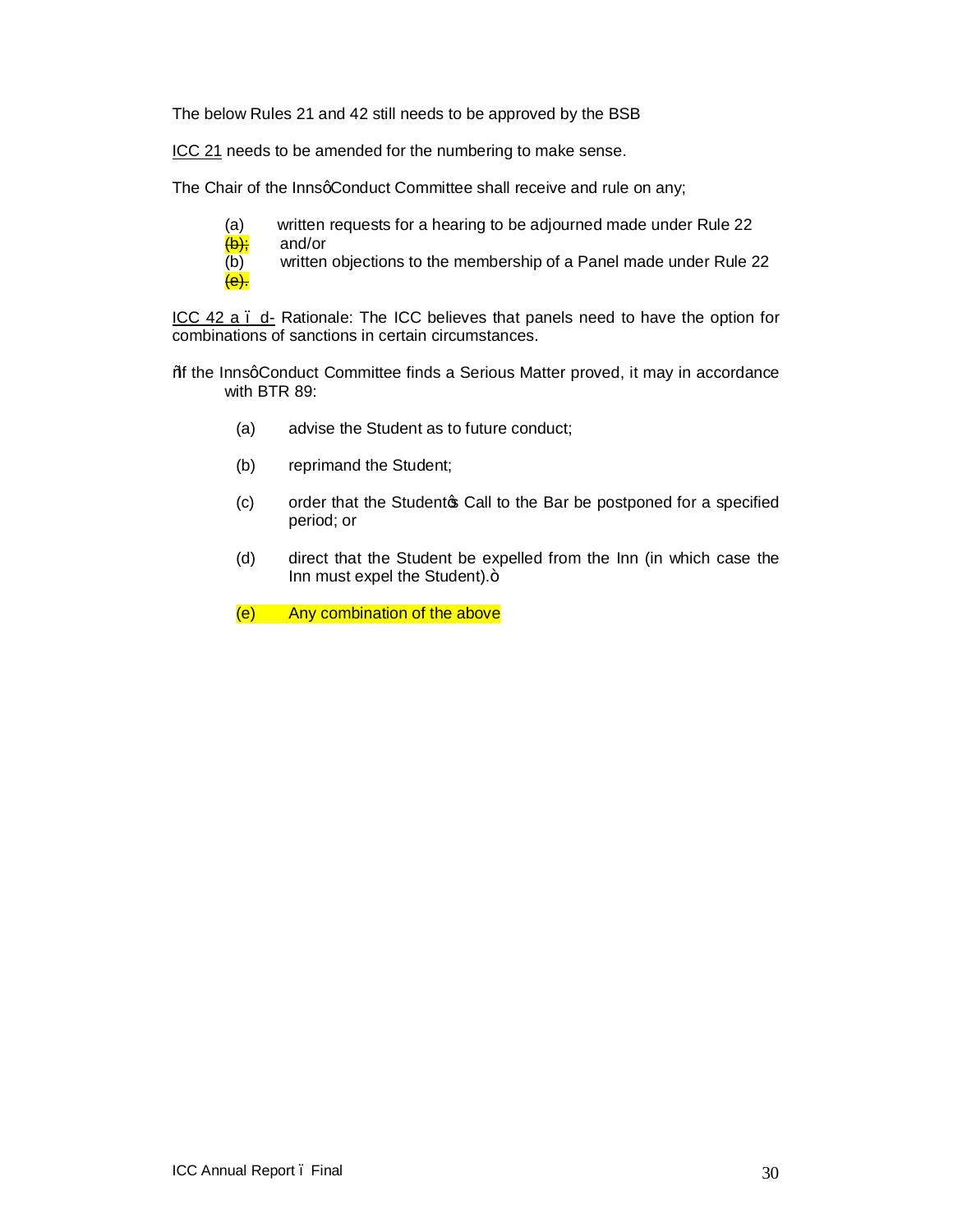The below Rules 21 and 42 still needs to be approved by the BSB

ICC 21 needs to be amended for the numbering to make sense.

The Chair of the Innsq Conduct Committee shall receive and rule on any;

(a) written requests for a hearing to be adjourned made under Rule 22 ~~(b);~~ and/or

(b) written objections to the membership of a Panel made under Rule 22 ~~(e).~~

ICC 42 a ï d- Rationale: The ICC believes that panels need to have the option for combinations of sanctions in certain circumstances.

ñIf the Innsô Conduct Committee finds a Serious Matter proved, it may in accordance with BTR 89:

(a) advise the Student as to future conduct;

(b) reprimand the Student;

(c) order that the Studentφ Call to the Bar be postponed for a specified period; or

(d) direct that the Student be expelled from the Inn (in which case the Inn must expel the Student).ò

(e) Any combination of the above